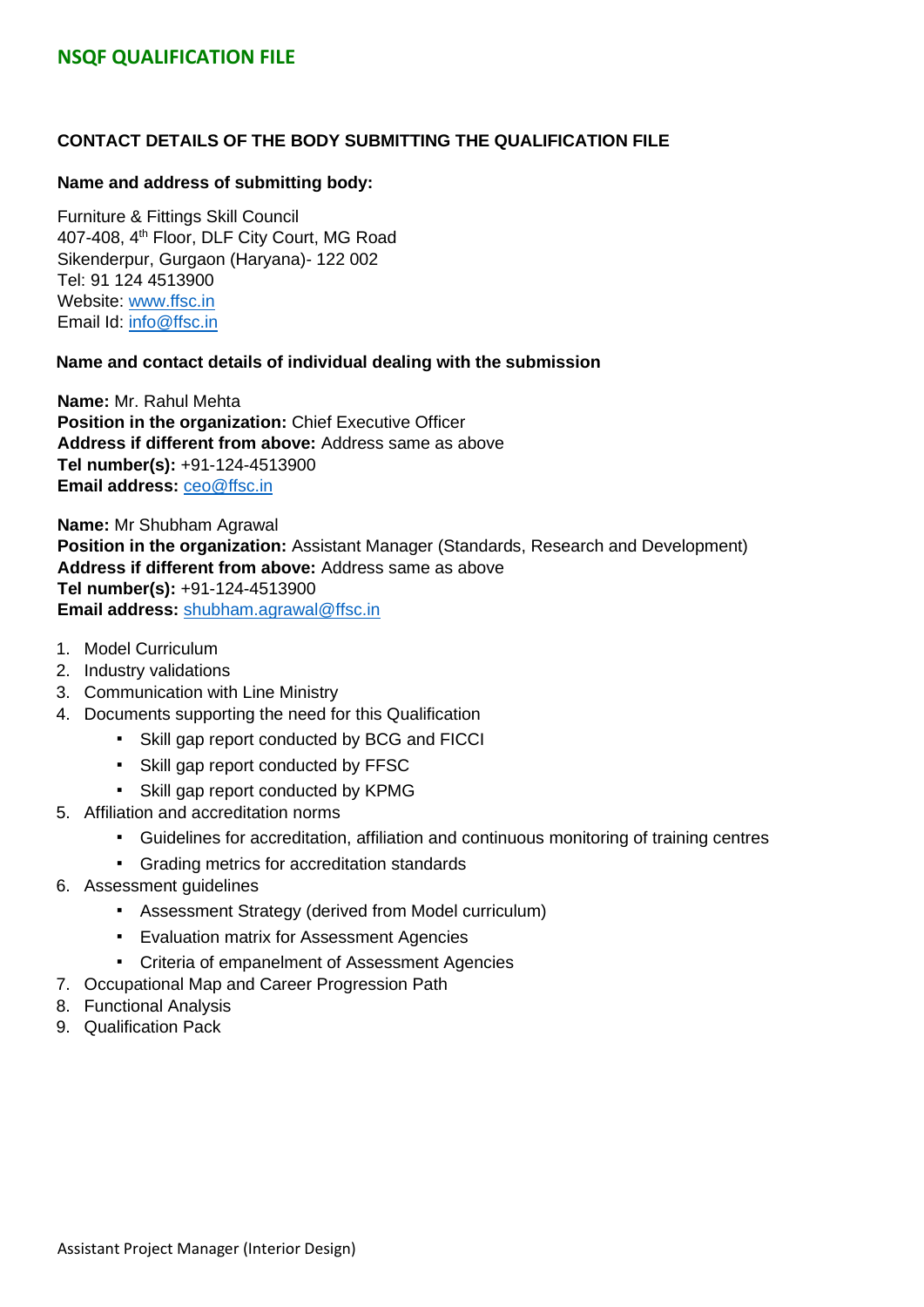# NSQF QUALIFICATION FILE

## CONTACT DETAILS OF THE BODY SUBMITTING THE QUALIFICATION FILE

**Name and address of submitting body:**

Furniture & Fittings Skill Council
407-408, 4th Floor, DLF City Court, MG Road
Sikenderpur, Gurgaon (Haryana)- 122 002
Tel: 91 124 4513900
Website: www.ffsc.in
Email Id: info@ffsc.in

**Name and contact details of individual dealing with the submission**

**Name:** Mr. Rahul Mehta
**Position in the organization:** Chief Executive Officer
**Address if different from above:** Address same as above
**Tel number(s):** +91-124-4513900
**Email address:** ceo@ffsc.in

**Name:** Mr Shubham Agrawal
**Position in the organization:** Assistant Manager (Standards, Research and Development)
**Address if different from above:** Address same as above
**Tel number(s):** +91-124-4513900
**Email address:** shubham.agrawal@ffsc.in

1. Model Curriculum
2. Industry validations
3. Communication with Line Ministry
4. Documents supporting the need for this Qualification
    - Skill gap report conducted by BCG and FICCI
    - Skill gap report conducted by FFSC
    - Skill gap report conducted by KPMG
5. Affiliation and accreditation norms
    - Guidelines for accreditation, affiliation and continuous monitoring of training centres
    - Grading metrics for accreditation standards
6. Assessment guidelines
    - Assessment Strategy (derived from Model curriculum)
    - Evaluation matrix for Assessment Agencies
    - Criteria of empanelment of Assessment Agencies
7. Occupational Map and Career Progression Path
8. Functional Analysis
9. Qualification Pack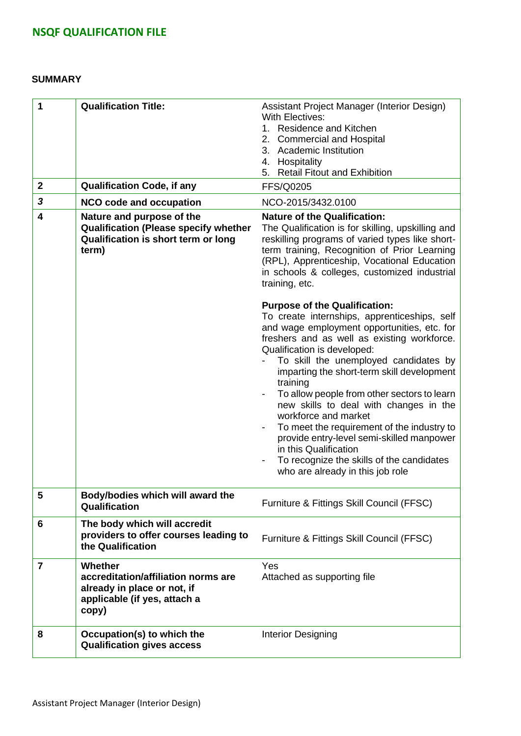## NSQF QUALIFICATION FILE

**SUMMARY**

| | | |
|---|---|---|
| 1 | **Qualification Title:** | Assistant Project Manager (Interior Design) With Electives:<br>1. Residence and Kitchen<br>2. Commercial and Hospital<br>3. Academic Institution<br>4. Hospitality<br>5. Retail Fitout and Exhibition |
| 2 | **Qualification Code, if any** | FFS/Q0205 |
| *3* | **NCO code and occupation** | NCO-2015/3432.0100 |
| 4 | **Nature and purpose of the Qualification (Please specify whether Qualification is short term or long term)** | **Nature of the Qualification:**<br>The Qualification is for skilling, upskilling and reskilling programs of varied types like short-term training, Recognition of Prior Learning (RPL), Apprenticeship, Vocational Education in schools & colleges, customized industrial training, etc.<br><br>**Purpose of the Qualification:**<br>To create internships, apprenticeships, self and wage employment opportunities, etc. for freshers and as well as existing workforce. Qualification is developed:<br>- To skill the unemployed candidates by imparting the short-term skill development training<br>- To allow people from other sectors to learn new skills to deal with changes in the workforce and market<br>- To meet the requirement of the industry to provide entry-level semi-skilled manpower in this Qualification<br>- To recognize the skills of the candidates who are already in this job role |
| 5 | **Body/bodies which will award the Qualification** | Furniture & Fittings Skill Council (FFSC) |
| 6 | **The body which will accredit providers to offer courses leading to the Qualification** | Furniture & Fittings Skill Council (FFSC) |
| 7 | **Whether accreditation/affiliation norms are already in place or not, if applicable (if yes, attach a copy)** | Yes<br>Attached as supporting file |
| 8 | **Occupation(s) to which the Qualification gives access** | Interior Designing |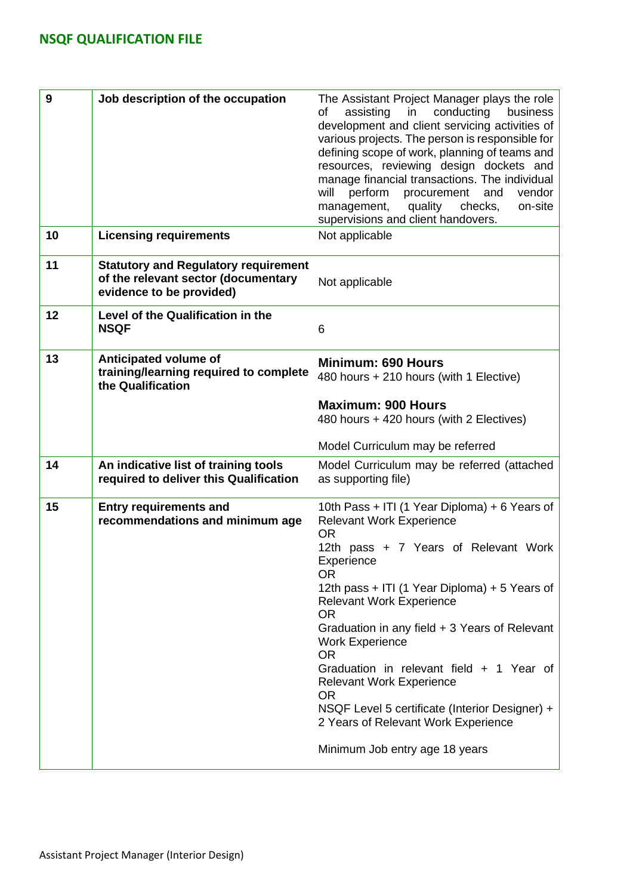| 9 | Job description of the occupation | The Assistant Project Manager plays the role of assisting in conducting business development and client servicing activities of various projects. The person is responsible for defining scope of work, planning of teams and resources, reviewing design dockets and manage financial transactions. The individual will perform procurement and vendor management, quality checks, on-site supervisions and client handovers. |
|---|---|---|
| 10 | **Licensing requirements** | Not applicable |
| 11 | **Statutory and Regulatory requirement of the relevant sector (documentary evidence to be provided)** | Not applicable |
| 12 | **Level of the Qualification in the NSQF** | 6 |
| 13 | **Anticipated volume of training/learning required to complete the Qualification** | **Minimum: 690 Hours**<br>480 hours + 210 hours (with 1 Elective)<br><br>**Maximum: 900 Hours**<br>480 hours + 420 hours (with 2 Electives)<br><br>Model Curriculum may be referred |
| 14 | **An indicative list of training tools required to deliver this Qualification** | Model Curriculum may be referred (attached as supporting file) |
| 15 | **Entry requirements and recommendations and minimum age** | 10th Pass + ITI (1 Year Diploma) + 6 Years of Relevant Work Experience<br>OR<br>12th pass + 7 Years of Relevant Work Experience<br>OR<br>12th pass + ITI (1 Year Diploma) + 5 Years of Relevant Work Experience<br>OR<br>Graduation in any field + 3 Years of Relevant Work Experience<br>OR<br>Graduation in relevant field + 1 Year of Relevant Work Experience<br>OR<br>NSQF Level 5 certificate (Interior Designer) + 2 Years of Relevant Work Experience<br><br>Minimum Job entry age 18 years |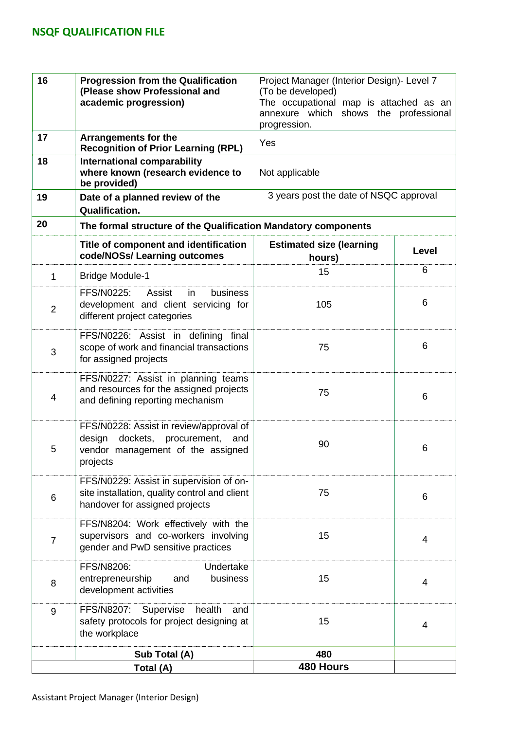| 16 | Progression from the Qualification (Please show Professional and academic progression) | Project Manager (Interior Design)- Level 7 (To be developed) The occupational map is attached as an annexure which shows the professional progression. | |
|---|---|---|---|
| 17 | Arrangements for the Recognition of Prior Learning (RPL) | Yes | |
| 18 | International comparability where known (research evidence to be provided) | Not applicable | |
| 19 | Date of a planned review of the Qualification. | 3 years post the date of NSQC approval | |
| 20 | The formal structure of the Qualification Mandatory components | | |
| | **Title of component and identification code/NOSs/ Learning outcomes** | **Estimated size (learning hours)** | **Level** |
| 1 | Bridge Module-1 | 15 | 6 |
| 2 | FFS/N0225: Assist in business development and client servicing for different project categories | 105 | 6 |
| 3 | FFS/N0226: Assist in defining final scope of work and financial transactions for assigned projects | 75 | 6 |
| 4 | FFS/N0227: Assist in planning teams and resources for the assigned projects and defining reporting mechanism | 75 | 6 |
| 5 | FFS/N0228: Assist in review/approval of design dockets, procurement, and vendor management of the assigned projects | 90 | 6 |
| 6 | FFS/N0229: Assist in supervision of on-site installation, quality control and client handover for assigned projects | 75 | 6 |
| 7 | FFS/N8204: Work effectively with the supervisors and co-workers involving gender and PwD sensitive practices | 15 | 4 |
| 8 | FFS/N8206: Undertake entrepreneurship and business development activities | 15 | 4 |
| 9 | FFS/N8207: Supervise health and safety protocols for project designing at the workplace | 15 | 4 |
| | **Sub Total (A)** | **480** | |
| | **Total (A)** | **480 Hours** | |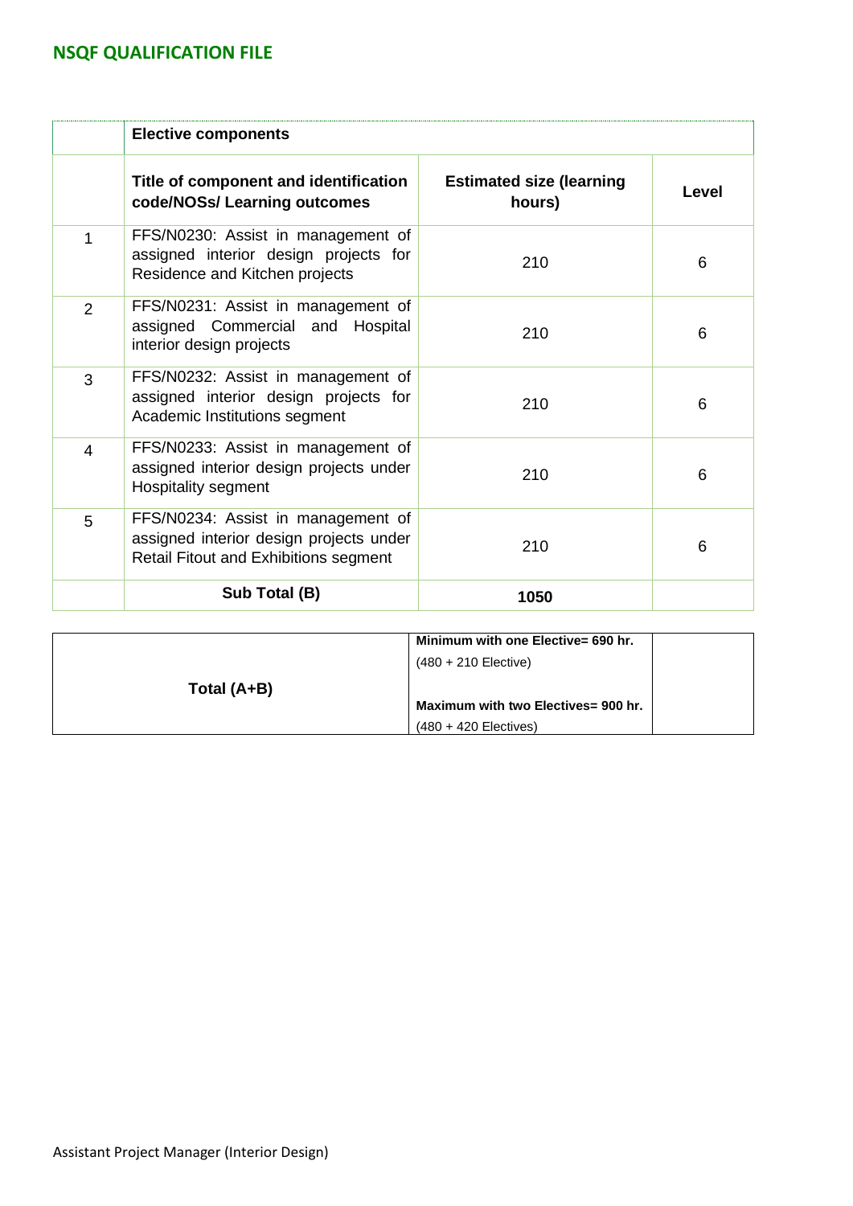| | Elective components | | |
|---|---|---|---|
| | **Title of component and identification code/NOSs/ Learning outcomes** | **Estimated size (learning hours)** | **Level** |
| 1 | FFS/N0230: Assist in management of assigned interior design projects for Residence and Kitchen projects | 210 | 6 |
| 2 | FFS/N0231: Assist in management of assigned Commercial and Hospital interior design projects | 210 | 6 |
| 3 | FFS/N0232: Assist in management of assigned interior design projects for Academic Institutions segment | 210 | 6 |
| 4 | FFS/N0233: Assist in management of assigned interior design projects under Hospitality segment | 210 | 6 |
| 5 | FFS/N0234: Assist in management of assigned interior design projects under Retail Fitout and Exhibitions segment | 210 | 6 |
| | **Sub Total (B)** | **1050** | |

| **Total (A+B)** | **Minimum with one Elective= 690 hr.** (480 + 210 Elective) **Maximum with two Electives= 900 hr.** (480 + 420 Electives) | |
|---|---|---|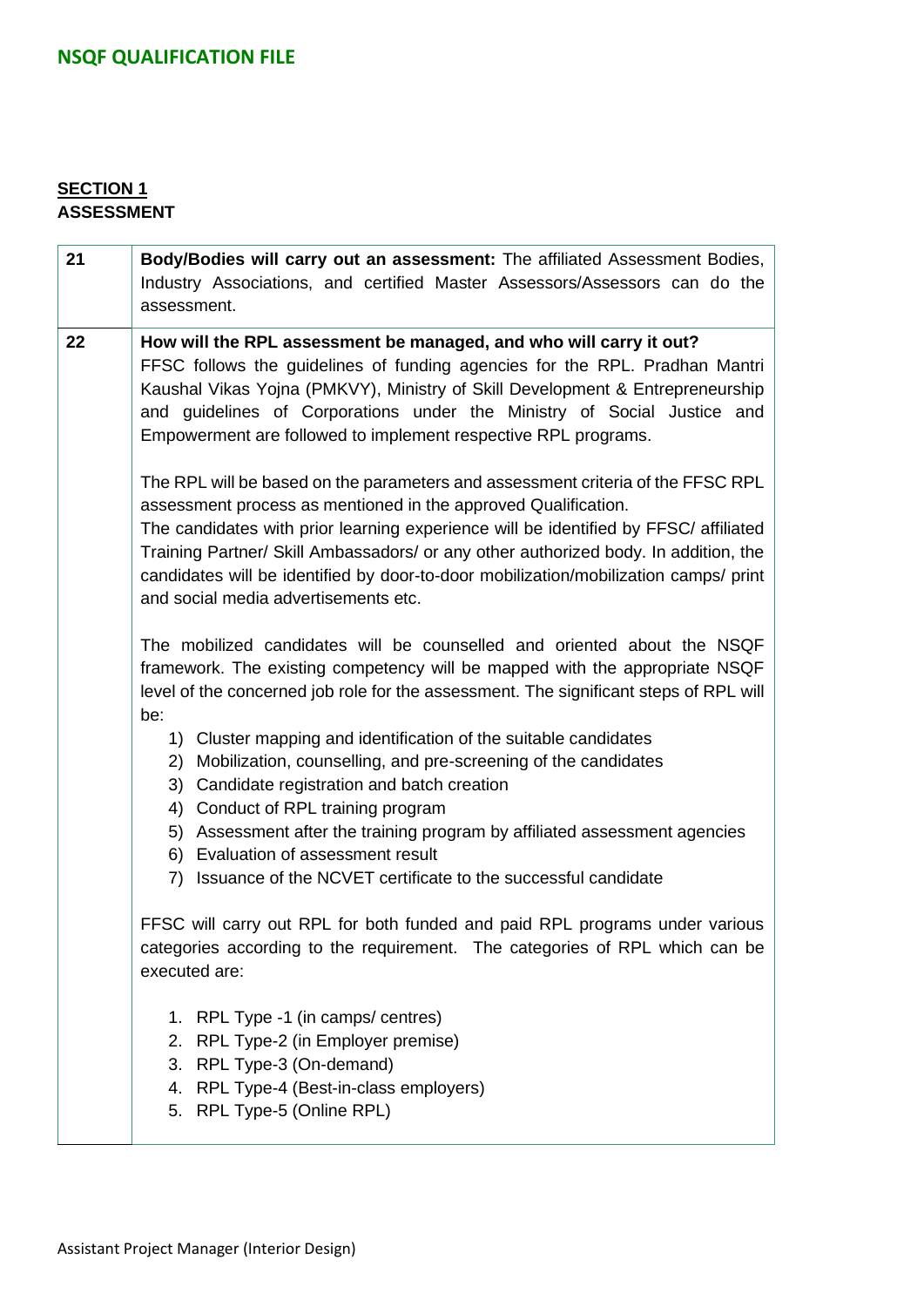## SECTION 1

### ASSESSMENT

| | |
|---|---|
| 21 | **Body/Bodies will carry out an assessment:** The affiliated Assessment Bodies, Industry Associations, and certified Master Assessors/Assessors can do the assessment. |
| 22 | **How will the RPL assessment be managed, and who will carry it out?**<br>FFSC follows the guidelines of funding agencies for the RPL. Pradhan Mantri Kaushal Vikas Yojna (PMKVY), Ministry of Skill Development & Entrepreneurship and guidelines of Corporations under the Ministry of Social Justice and Empowerment are followed to implement respective RPL programs.<br><br>The RPL will be based on the parameters and assessment criteria of the FFSC RPL assessment process as mentioned in the approved Qualification.<br>The candidates with prior learning experience will be identified by FFSC/ affiliated Training Partner/ Skill Ambassadors/ or any other authorized body. In addition, the candidates will be identified by door-to-door mobilization/mobilization camps/ print and social media advertisements etc.<br><br>The mobilized candidates will be counselled and oriented about the NSQF framework. The existing competency will be mapped with the appropriate NSQF level of the concerned job role for the assessment. The significant steps of RPL will be:<br>1) Cluster mapping and identification of the suitable candidates<br>2) Mobilization, counselling, and pre-screening of the candidates<br>3) Candidate registration and batch creation<br>4) Conduct of RPL training program<br>5) Assessment after the training program by affiliated assessment agencies<br>6) Evaluation of assessment result<br>7) Issuance of the NCVET certificate to the successful candidate<br><br>FFSC will carry out RPL for both funded and paid RPL programs under various categories according to the requirement. The categories of RPL which can be executed are:<br><br>1. RPL Type -1 (in camps/ centres)<br>2. RPL Type-2 (in Employer premise)<br>3. RPL Type-3 (On-demand)<br>4. RPL Type-4 (Best-in-class employers)<br>5. RPL Type-5 (Online RPL) |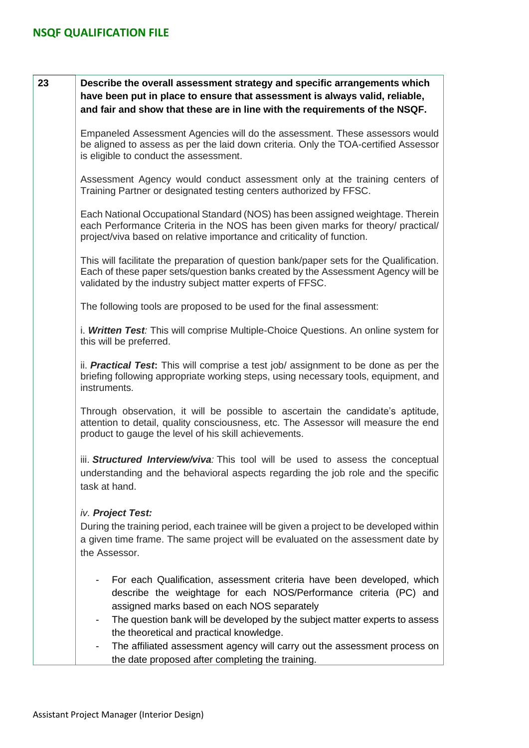| 23 | **Describe the overall assessment strategy and specific arrangements which have been put in place to ensure that assessment is always valid, reliable, and fair and show that these are in line with the requirements of the NSQF.**<br><br>Empaneled Assessment Agencies will do the assessment. These assessors would be aligned to assess as per the laid down criteria. Only the TOA-certified Assessor is eligible to conduct the assessment.<br><br>Assessment Agency would conduct assessment only at the training centers of Training Partner or designated testing centers authorized by FFSC.<br><br>Each National Occupational Standard (NOS) has been assigned weightage. Therein each Performance Criteria in the NOS has been given marks for theory/ practical/ project/viva based on relative importance and criticality of function.<br><br>This will facilitate the preparation of question bank/paper sets for the Qualification. Each of these paper sets/question banks created by the Assessment Agency will be validated by the industry subject matter experts of FFSC.<br><br>The following tools are proposed to be used for the final assessment:<br><br>i. ***Written Test****:* This will comprise Multiple-Choice Questions. An online system for this will be preferred.<br><br>ii. ***Practical Test*****:** This will comprise a test job/ assignment to be done as per the briefing following appropriate working steps, using necessary tools, equipment, and instruments.<br><br>Through observation, it will be possible to ascertain the candidate's aptitude, attention to detail, quality consciousness, etc. The Assessor will measure the end product to gauge the level of his skill achievements.<br><br>iii. ***Structured Interview/viva****:* This tool will be used to assess the conceptual understanding and the behavioral aspects regarding the job role and the specific task at hand.<br><br>*iv.* ***Project Test:***<br>During the training period, each trainee will be given a project to be developed within a given time frame. The same project will be evaluated on the assessment date by the Assessor.<br><br>- For each Qualification, assessment criteria have been developed, which describe the weightage for each NOS/Performance criteria (PC) and assigned marks based on each NOS separately<br>- The question bank will be developed by the subject matter experts to assess the theoretical and practical knowledge.<br>- The affiliated assessment agency will carry out the assessment process on the date proposed after completing the training. |
|---|---|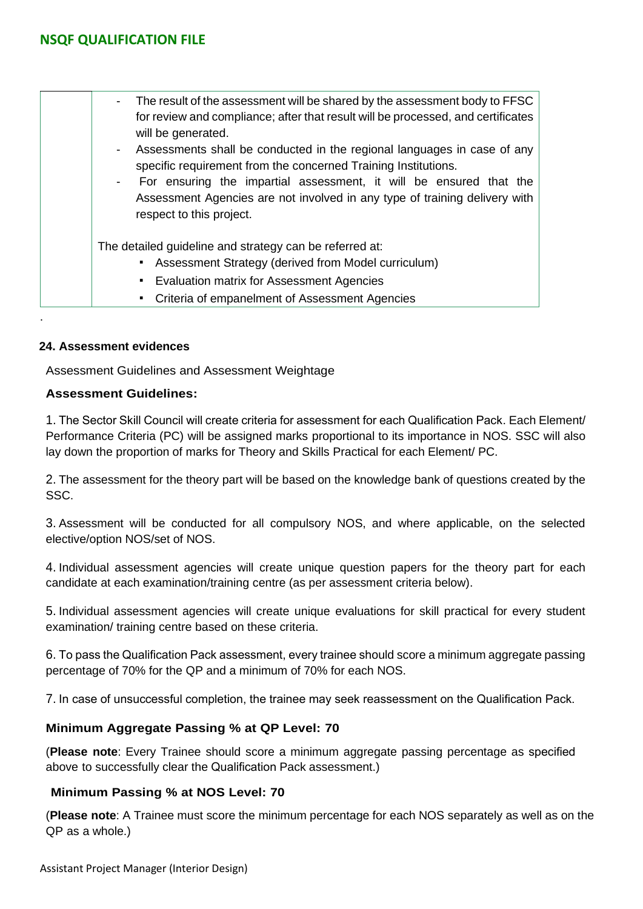| | - The result of the assessment will be shared by the assessment body to FFSC for review and compliance; after that result will be processed, and certificates will be generated.<br>- Assessments shall be conducted in the regional languages in case of any specific requirement from the concerned Training Institutions.<br>- For ensuring the impartial assessment, it will be ensured that the Assessment Agencies are not involved in any type of training delivery with respect to this project.<br><br>The detailed guideline and strategy can be referred at:<br>▪ Assessment Strategy (derived from Model curriculum)<br>▪ Evaluation matrix for Assessment Agencies<br>▪ Criteria of empanelment of Assessment Agencies |
|---|---|

.

**24. Assessment evidences**

Assessment Guidelines and Assessment Weightage

**Assessment Guidelines:**

1. The Sector Skill Council will create criteria for assessment for each Qualification Pack. Each Element/ Performance Criteria (PC) will be assigned marks proportional to its importance in NOS. SSC will also lay down the proportion of marks for Theory and Skills Practical for each Element/ PC.

2. The assessment for the theory part will be based on the knowledge bank of questions created by the SSC.

3. Assessment will be conducted for all compulsory NOS, and where applicable, on the selected elective/option NOS/set of NOS.

4. Individual assessment agencies will create unique question papers for the theory part for each candidate at each examination/training centre (as per assessment criteria below).

5. Individual assessment agencies will create unique evaluations for skill practical for every student examination/ training centre based on these criteria.

6. To pass the Qualification Pack assessment, every trainee should score a minimum aggregate passing percentage of 70% for the QP and a minimum of 70% for each NOS.

7. In case of unsuccessful completion, the trainee may seek reassessment on the Qualification Pack.

**Minimum Aggregate Passing % at QP Level: 70**

(**Please note**: Every Trainee should score a minimum aggregate passing percentage as specified above to successfully clear the Qualification Pack assessment.)

**Minimum Passing % at NOS Level: 70**

(**Please note**: A Trainee must score the minimum percentage for each NOS separately as well as on the QP as a whole.)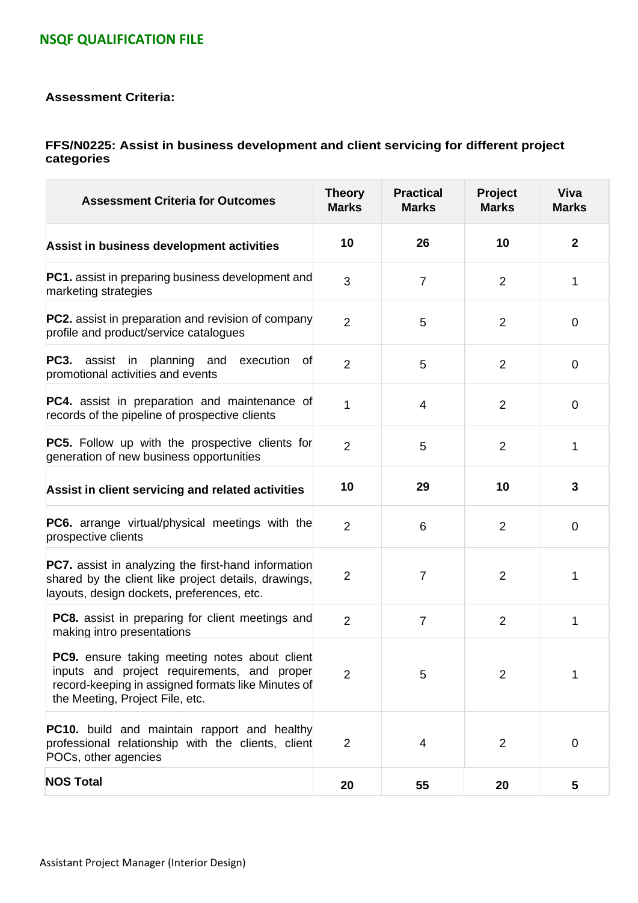### Assessment Criteria:

#### FFS/N0225: Assist in business development and client servicing for different project categories

| Assessment Criteria for Outcomes | Theory Marks | Practical Marks | Project Marks | Viva Marks |
|---|---|---|---|---|
| **Assist in business development activities** | **10** | **26** | **10** | **2** |
| **PC1.** assist in preparing business development and marketing strategies | 3 | 7 | 2 | 1 |
| **PC2.** assist in preparation and revision of company profile and product/service catalogues | 2 | 5 | 2 | 0 |
| **PC3.** assist in planning and execution of promotional activities and events | 2 | 5 | 2 | 0 |
| **PC4.** assist in preparation and maintenance of records of the pipeline of prospective clients | 1 | 4 | 2 | 0 |
| **PC5.** Follow up with the prospective clients for generation of new business opportunities | 2 | 5 | 2 | 1 |
| **Assist in client servicing and related activities** | **10** | **29** | **10** | **3** |
| **PC6.** arrange virtual/physical meetings with the prospective clients | 2 | 6 | 2 | 0 |
| **PC7.** assist in analyzing the first-hand information shared by the client like project details, drawings, layouts, design dockets, preferences, etc. | 2 | 7 | 2 | 1 |
| **PC8.** assist in preparing for client meetings and making intro presentations | 2 | 7 | 2 | 1 |
| **PC9.** ensure taking meeting notes about client inputs and project requirements, and proper record-keeping in assigned formats like Minutes of the Meeting, Project File, etc. | 2 | 5 | 2 | 1 |
| **PC10.** build and maintain rapport and healthy professional relationship with the clients, client POCs, other agencies | 2 | 4 | 2 | 0 |
| **NOS Total** | **20** | **55** | **20** | **5** |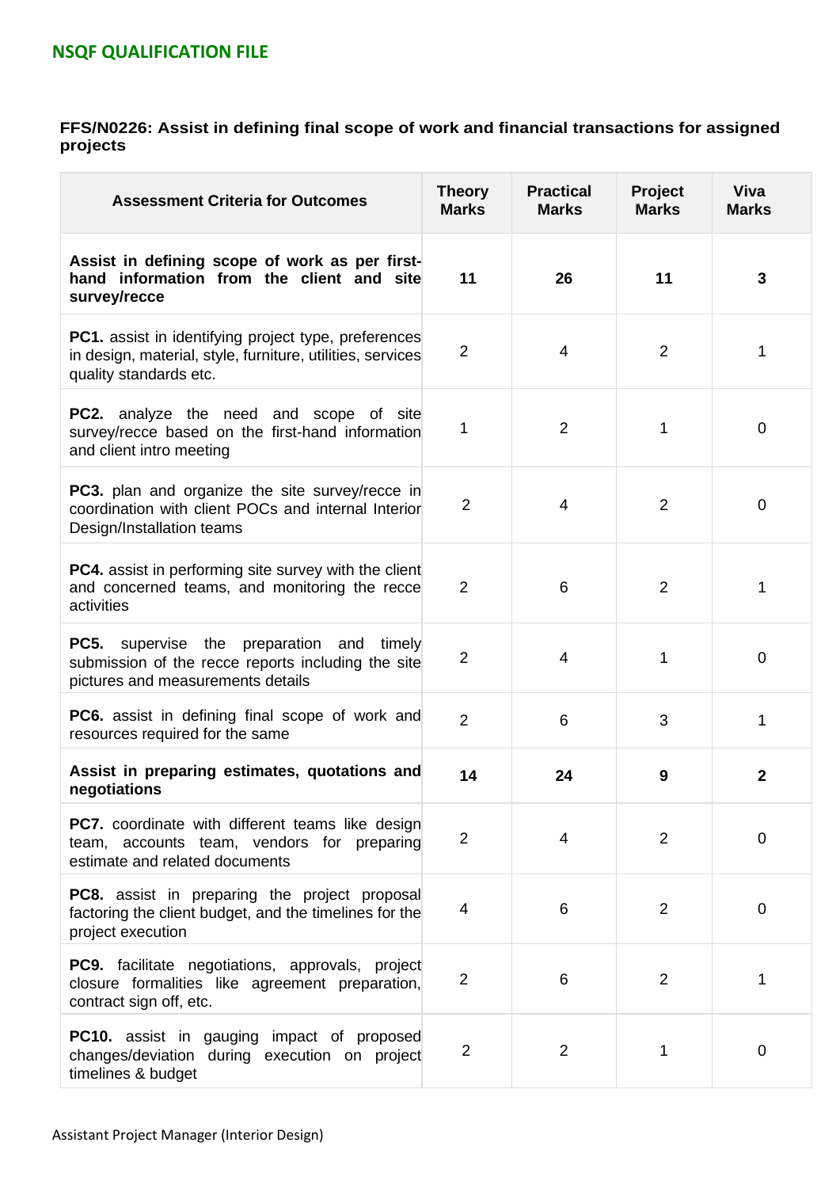### FFS/N0226: Assist in defining final scope of work and financial transactions for assigned projects

| Assessment Criteria for Outcomes | Theory Marks | Practical Marks | Project Marks | Viva Marks |
|---|---|---|---|---|
| **Assist in defining scope of work as per first-hand information from the client and site survey/recce** | **11** | **26** | **11** | **3** |
| **PC1.** assist in identifying project type, preferences in design, material, style, furniture, utilities, services quality standards etc. | 2 | 4 | 2 | 1 |
| **PC2.** analyze the need and scope of site survey/recce based on the first-hand information and client intro meeting | 1 | 2 | 1 | 0 |
| **PC3.** plan and organize the site survey/recce in coordination with client POCs and internal Interior Design/Installation teams | 2 | 4 | 2 | 0 |
| **PC4.** assist in performing site survey with the client and concerned teams, and monitoring the recce activities | 2 | 6 | 2 | 1 |
| **PC5.** supervise the preparation and timely submission of the recce reports including the site pictures and measurements details | 2 | 4 | 1 | 0 |
| **PC6.** assist in defining final scope of work and resources required for the same | 2 | 6 | 3 | 1 |
| **Assist in preparing estimates, quotations and negotiations** | **14** | **24** | **9** | **2** |
| **PC7.** coordinate with different teams like design team, accounts team, vendors for preparing estimate and related documents | 2 | 4 | 2 | 0 |
| **PC8.** assist in preparing the project proposal factoring the client budget, and the timelines for the project execution | 4 | 6 | 2 | 0 |
| **PC9.** facilitate negotiations, approvals, project closure formalities like agreement preparation, contract sign off, etc. | 2 | 6 | 2 | 1 |
| **PC10.** assist in gauging impact of proposed changes/deviation during execution on project timelines & budget | 2 | 2 | 1 | 0 |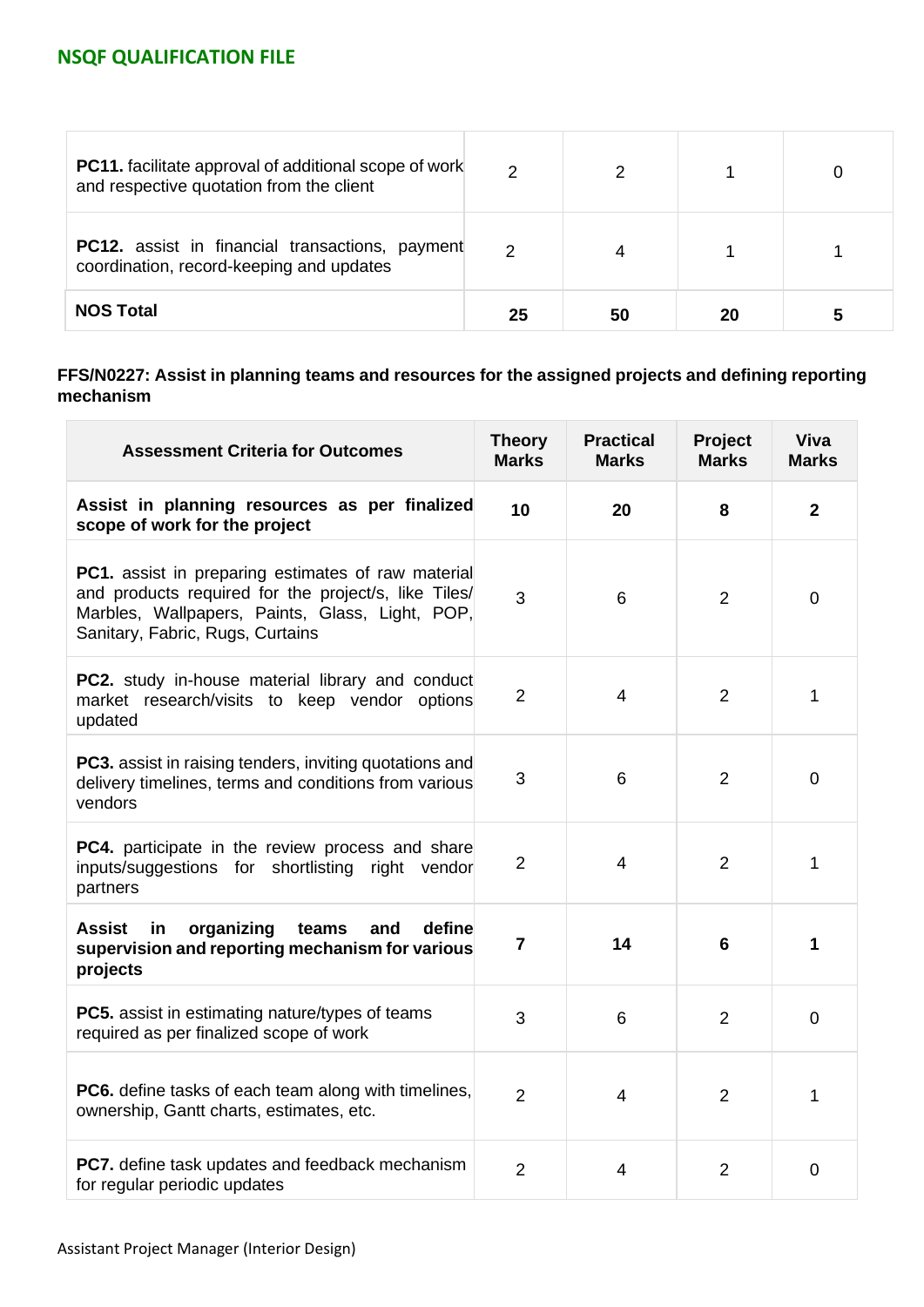| | | | | |
|---|---|---|---|---|
| **PC11.** facilitate approval of additional scope of work and respective quotation from the client | 2 | 2 | 1 | 0 |
| **PC12.** assist in financial transactions, payment coordination, record-keeping and updates | 2 | 4 | 1 | 1 |
| **NOS Total** | **25** | **50** | **20** | **5** |

**FFS/N0227: Assist in planning teams and resources for the assigned projects and defining reporting mechanism**

| Assessment Criteria for Outcomes | Theory Marks | Practical Marks | Project Marks | Viva Marks |
|---|---|---|---|---|
| **Assist in planning resources as per finalized scope of work for the project** | **10** | **20** | **8** | **2** |
| **PC1.** assist in preparing estimates of raw material and products required for the project/s, like Tiles/ Marbles, Wallpapers, Paints, Glass, Light, POP, Sanitary, Fabric, Rugs, Curtains | 3 | 6 | 2 | 0 |
| **PC2.** study in-house material library and conduct market research/visits to keep vendor options updated | 2 | 4 | 2 | 1 |
| **PC3.** assist in raising tenders, inviting quotations and delivery timelines, terms and conditions from various vendors | 3 | 6 | 2 | 0 |
| **PC4.** participate in the review process and share inputs/suggestions for shortlisting right vendor partners | 2 | 4 | 2 | 1 |
| **Assist in organizing teams and define supervision and reporting mechanism for various projects** | **7** | **14** | **6** | **1** |
| **PC5.** assist in estimating nature/types of teams required as per finalized scope of work | 3 | 6 | 2 | 0 |
| **PC6.** define tasks of each team along with timelines, ownership, Gantt charts, estimates, etc. | 2 | 4 | 2 | 1 |
| **PC7.** define task updates and feedback mechanism for regular periodic updates | 2 | 4 | 2 | 0 |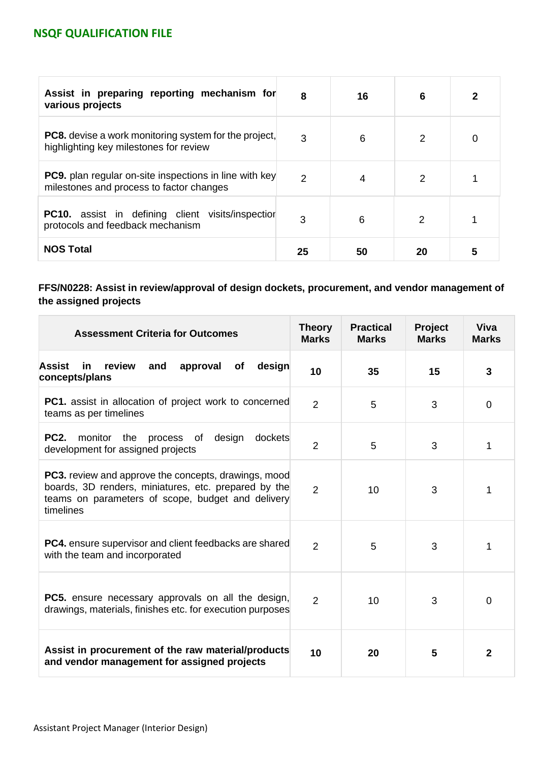| | | | | |
|---|---|---|---|---|
| **Assist in preparing reporting mechanism for various projects** | **8** | **16** | **6** | **2** |
| **PC8.** devise a work monitoring system for the project, highlighting key milestones for review | 3 | 6 | 2 | 0 |
| **PC9.** plan regular on-site inspections in line with key milestones and process to factor changes | 2 | 4 | 2 | 1 |
| **PC10.** assist in defining client visits/inspection protocols and feedback mechanism | 3 | 6 | 2 | 1 |
| **NOS Total** | **25** | **50** | **20** | **5** |

**FFS/N0228: Assist in review/approval of design dockets, procurement, and vendor management of the assigned projects**

| Assessment Criteria for Outcomes | Theory Marks | Practical Marks | Project Marks | Viva Marks |
|---|---|---|---|---|
| **Assist in review and approval of design concepts/plans** | **10** | **35** | **15** | **3** |
| **PC1.** assist in allocation of project work to concerned teams as per timelines | 2 | 5 | 3 | 0 |
| **PC2.** monitor the process of design dockets development for assigned projects | 2 | 5 | 3 | 1 |
| **PC3.** review and approve the concepts, drawings, mood boards, 3D renders, miniatures, etc. prepared by the teams on parameters of scope, budget and delivery timelines | 2 | 10 | 3 | 1 |
| **PC4.** ensure supervisor and client feedbacks are shared with the team and incorporated | 2 | 5 | 3 | 1 |
| **PC5.** ensure necessary approvals on all the design, drawings, materials, finishes etc. for execution purposes | 2 | 10 | 3 | 0 |
| **Assist in procurement of the raw material/products and vendor management for assigned projects** | **10** | **20** | **5** | **2** |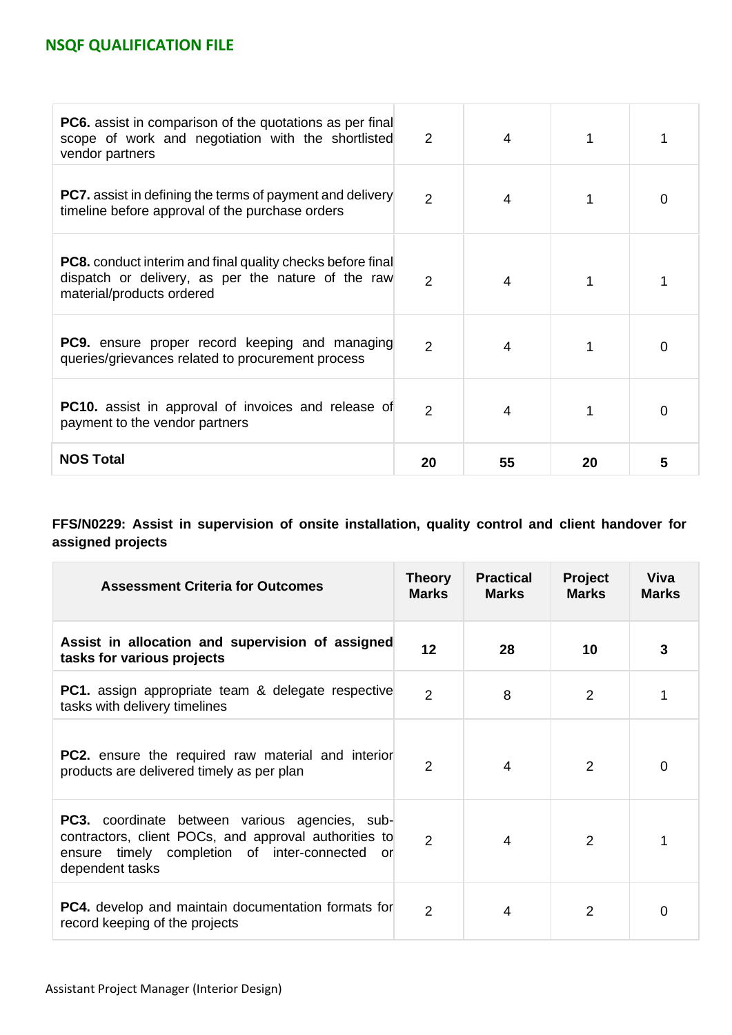| | | | | |
|---|---|---|---|---|
| **PC6.** assist in comparison of the quotations as per final scope of work and negotiation with the shortlisted vendor partners | 2 | 4 | 1 | 1 |
| **PC7.** assist in defining the terms of payment and delivery timeline before approval of the purchase orders | 2 | 4 | 1 | 0 |
| **PC8.** conduct interim and final quality checks before final dispatch or delivery, as per the nature of the raw material/products ordered | 2 | 4 | 1 | 1 |
| **PC9.** ensure proper record keeping and managing queries/grievances related to procurement process | 2 | 4 | 1 | 0 |
| **PC10.** assist in approval of invoices and release of payment to the vendor partners | 2 | 4 | 1 | 0 |
| **NOS Total** | **20** | **55** | **20** | **5** |

**FFS/N0229: Assist in supervision of onsite installation, quality control and client handover for assigned projects**

| Assessment Criteria for Outcomes | Theory Marks | Practical Marks | Project Marks | Viva Marks |
|---|---|---|---|---|
| **Assist in allocation and supervision of assigned tasks for various projects** | **12** | **28** | **10** | **3** |
| **PC1.** assign appropriate team & delegate respective tasks with delivery timelines | 2 | 8 | 2 | 1 |
| **PC2.** ensure the required raw material and interior products are delivered timely as per plan | 2 | 4 | 2 | 0 |
| **PC3.** coordinate between various agencies, sub-contractors, client POCs, and approval authorities to ensure timely completion of inter-connected or dependent tasks | 2 | 4 | 2 | 1 |
| **PC4.** develop and maintain documentation formats for record keeping of the projects | 2 | 4 | 2 | 0 |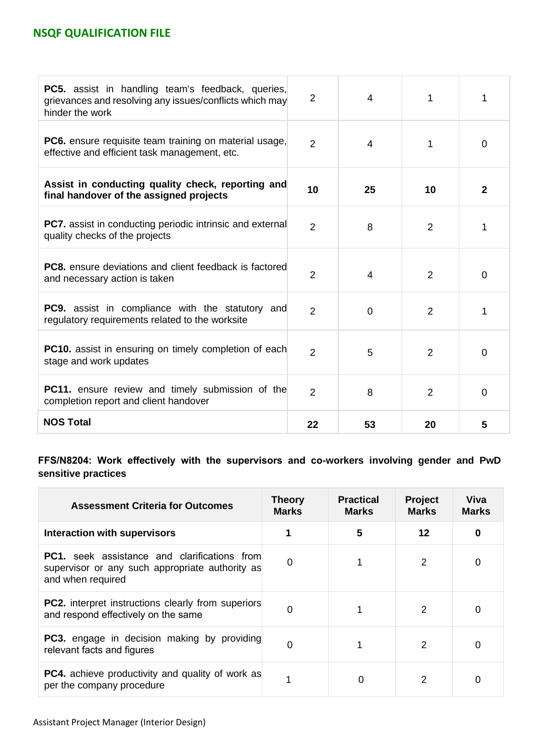| | | | | |
|---|---|---|---|---|
| **PC5.** assist in handling team's feedback, queries, grievances and resolving any issues/conflicts which may hinder the work | 2 | 4 | 1 | 1 |
| **PC6.** ensure requisite team training on material usage, effective and efficient task management, etc. | 2 | 4 | 1 | 0 |
| **Assist in conducting quality check, reporting and final handover of the assigned projects** | **10** | **25** | **10** | **2** |
| **PC7.** assist in conducting periodic intrinsic and external quality checks of the projects | 2 | 8 | 2 | 1 |
| **PC8.** ensure deviations and client feedback is factored and necessary action is taken | 2 | 4 | 2 | 0 |
| **PC9.** assist in compliance with the statutory and regulatory requirements related to the worksite | 2 | 0 | 2 | 1 |
| **PC10.** assist in ensuring on timely completion of each stage and work updates | 2 | 5 | 2 | 0 |
| **PC11.** ensure review and timely submission of the completion report and client handover | 2 | 8 | 2 | 0 |
| **NOS Total** | **22** | **53** | **20** | **5** |

**FFS/N8204: Work effectively with the supervisors and co-workers involving gender and PwD sensitive practices**

| Assessment Criteria for Outcomes | Theory Marks | Practical Marks | Project Marks | Viva Marks |
|---|---|---|---|---|
| **Interaction with supervisors** | **1** | **5** | **12** | **0** |
| **PC1.** seek assistance and clarifications from supervisor or any such appropriate authority as and when required | 0 | 1 | 2 | 0 |
| **PC2.** interpret instructions clearly from superiors and respond effectively on the same | 0 | 1 | 2 | 0 |
| **PC3.** engage in decision making by providing relevant facts and figures | 0 | 1 | 2 | 0 |
| **PC4.** achieve productivity and quality of work as per the company procedure | 1 | 0 | 2 | 0 |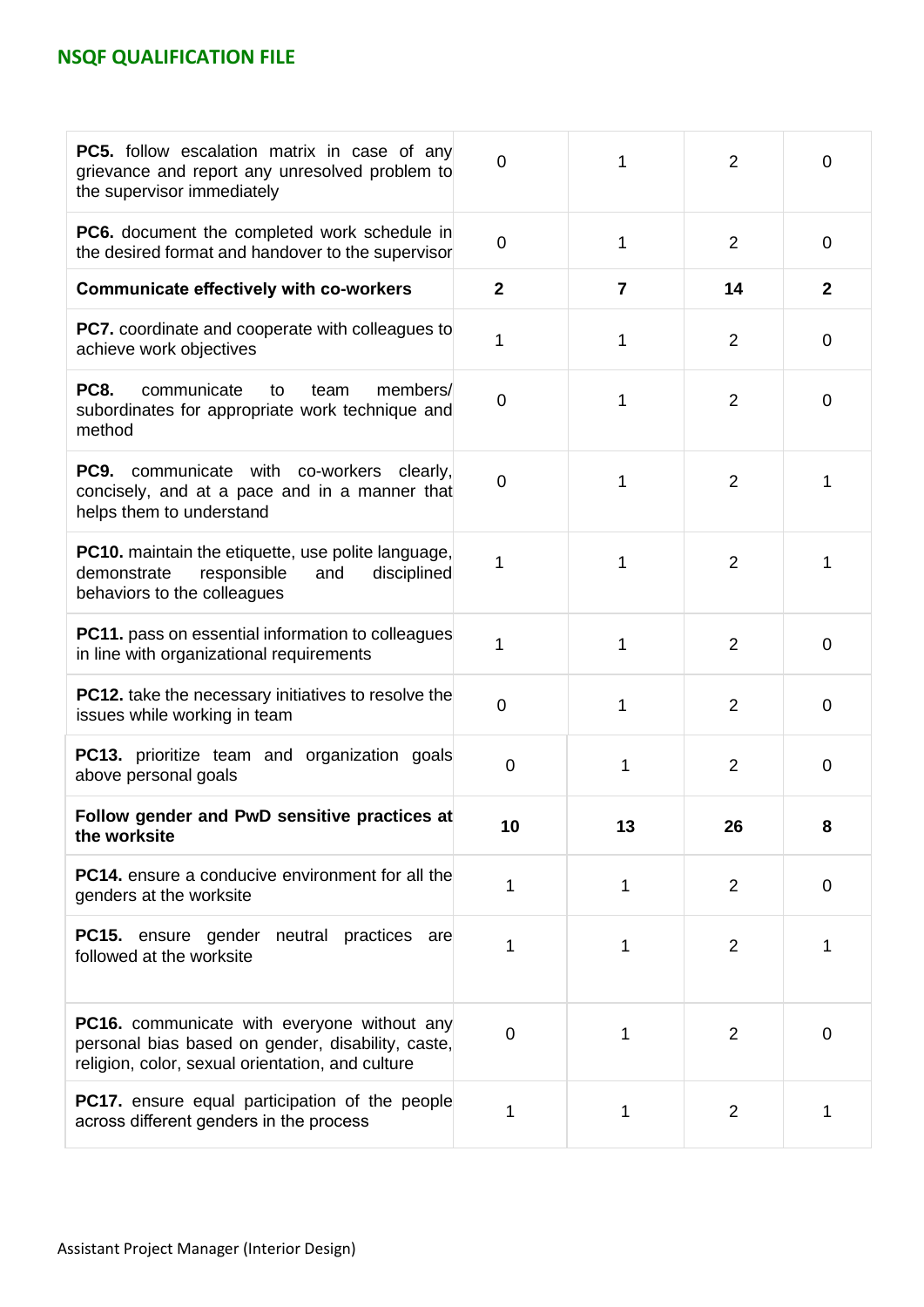## NSQF QUALIFICATION FILE

| | | | | |
|---|---|---|---|---|
| **PC5.** follow escalation matrix in case of any grievance and report any unresolved problem to the supervisor immediately | 0 | 1 | 2 | 0 |
| **PC6.** document the completed work schedule in the desired format and handover to the supervisor | 0 | 1 | 2 | 0 |
| **Communicate effectively with co-workers** | **2** | **7** | **14** | **2** |
| **PC7.** coordinate and cooperate with colleagues to achieve work objectives | 1 | 1 | 2 | 0 |
| **PC8.** communicate to team members/ subordinates for appropriate work technique and method | 0 | 1 | 2 | 0 |
| **PC9.** communicate with co-workers clearly, concisely, and at a pace and in a manner that helps them to understand | 0 | 1 | 2 | 1 |
| **PC10.** maintain the etiquette, use polite language, demonstrate responsible and disciplined behaviors to the colleagues | 1 | 1 | 2 | 1 |
| **PC11.** pass on essential information to colleagues in line with organizational requirements | 1 | 1 | 2 | 0 |
| **PC12.** take the necessary initiatives to resolve the issues while working in team | 0 | 1 | 2 | 0 |
| **PC13.** prioritize team and organization goals above personal goals | 0 | 1 | 2 | 0 |
| **Follow gender and PwD sensitive practices at the worksite** | **10** | **13** | **26** | **8** |
| **PC14.** ensure a conducive environment for all the genders at the worksite | 1 | 1 | 2 | 0 |
| **PC15.** ensure gender neutral practices are followed at the worksite | 1 | 1 | 2 | 1 |
| **PC16.** communicate with everyone without any personal bias based on gender, disability, caste, religion, color, sexual orientation, and culture | 0 | 1 | 2 | 0 |
| **PC17.** ensure equal participation of the people across different genders in the process | 1 | 1 | 2 | 1 |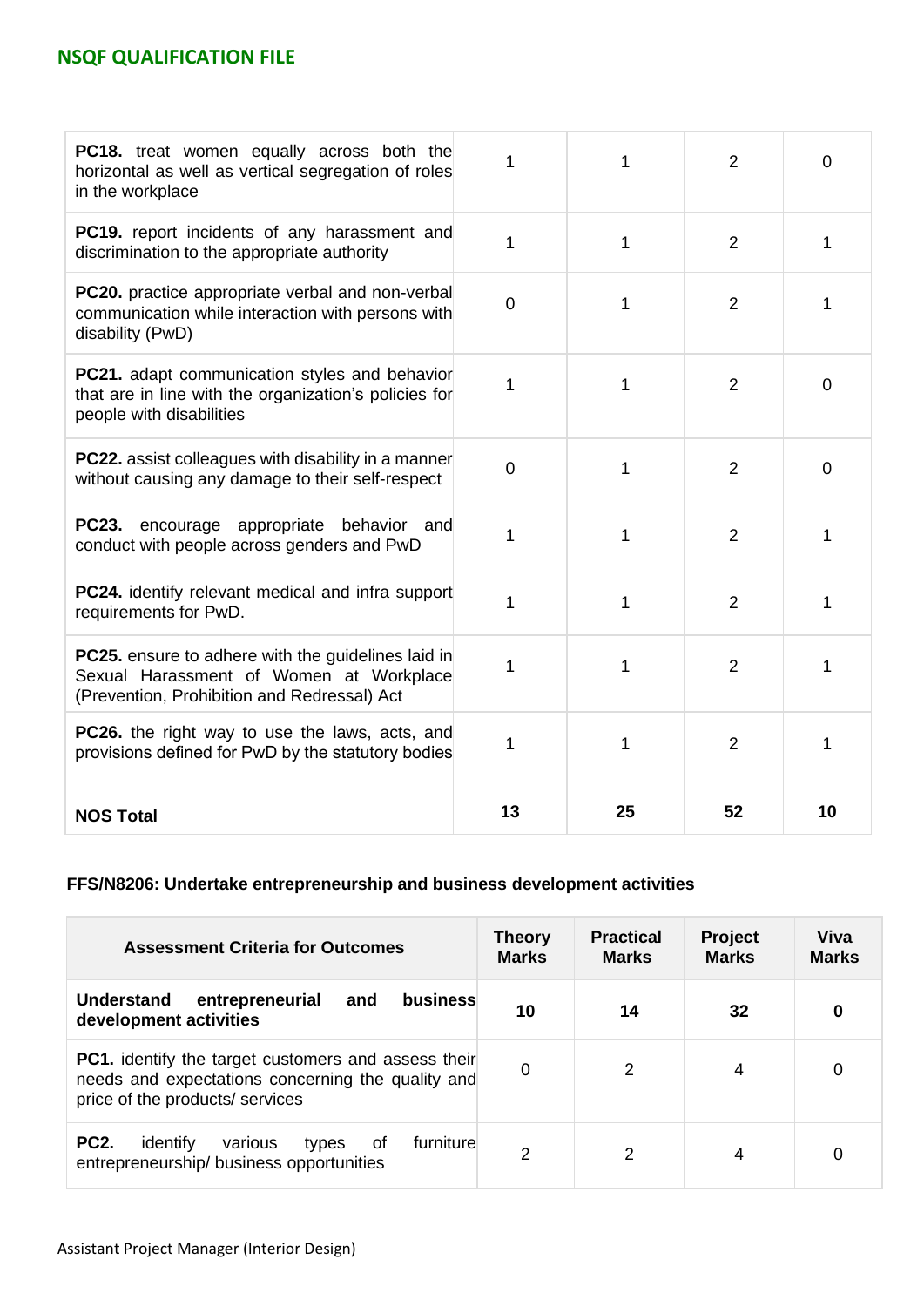| | | | | |
|---|---|---|---|---|
| **PC18.** treat women equally across both the horizontal as well as vertical segregation of roles in the workplace | 1 | 1 | 2 | 0 |
| **PC19.** report incidents of any harassment and discrimination to the appropriate authority | 1 | 1 | 2 | 1 |
| **PC20.** practice appropriate verbal and non-verbal communication while interaction with persons with disability (PwD) | 0 | 1 | 2 | 1 |
| **PC21.** adapt communication styles and behavior that are in line with the organization's policies for people with disabilities | 1 | 1 | 2 | 0 |
| **PC22.** assist colleagues with disability in a manner without causing any damage to their self-respect | 0 | 1 | 2 | 0 |
| **PC23.** encourage appropriate behavior and conduct with people across genders and PwD | 1 | 1 | 2 | 1 |
| **PC24.** identify relevant medical and infra support requirements for PwD. | 1 | 1 | 2 | 1 |
| **PC25.** ensure to adhere with the guidelines laid in Sexual Harassment of Women at Workplace (Prevention, Prohibition and Redressal) Act | 1 | 1 | 2 | 1 |
| **PC26.** the right way to use the laws, acts, and provisions defined for PwD by the statutory bodies | 1 | 1 | 2 | 1 |
| **NOS Total** | **13** | **25** | **52** | **10** |

### FFS/N8206: Undertake entrepreneurship and business development activities

| Assessment Criteria for Outcomes | Theory Marks | Practical Marks | Project Marks | Viva Marks |
|---|---|---|---|---|
| **Understand entrepreneurial and business development activities** | **10** | **14** | **32** | **0** |
| **PC1.** identify the target customers and assess their needs and expectations concerning the quality and price of the products/ services | 0 | 2 | 4 | 0 |
| **PC2.** identify various types of furniture entrepreneurship/ business opportunities | 2 | 2 | 4 | 0 |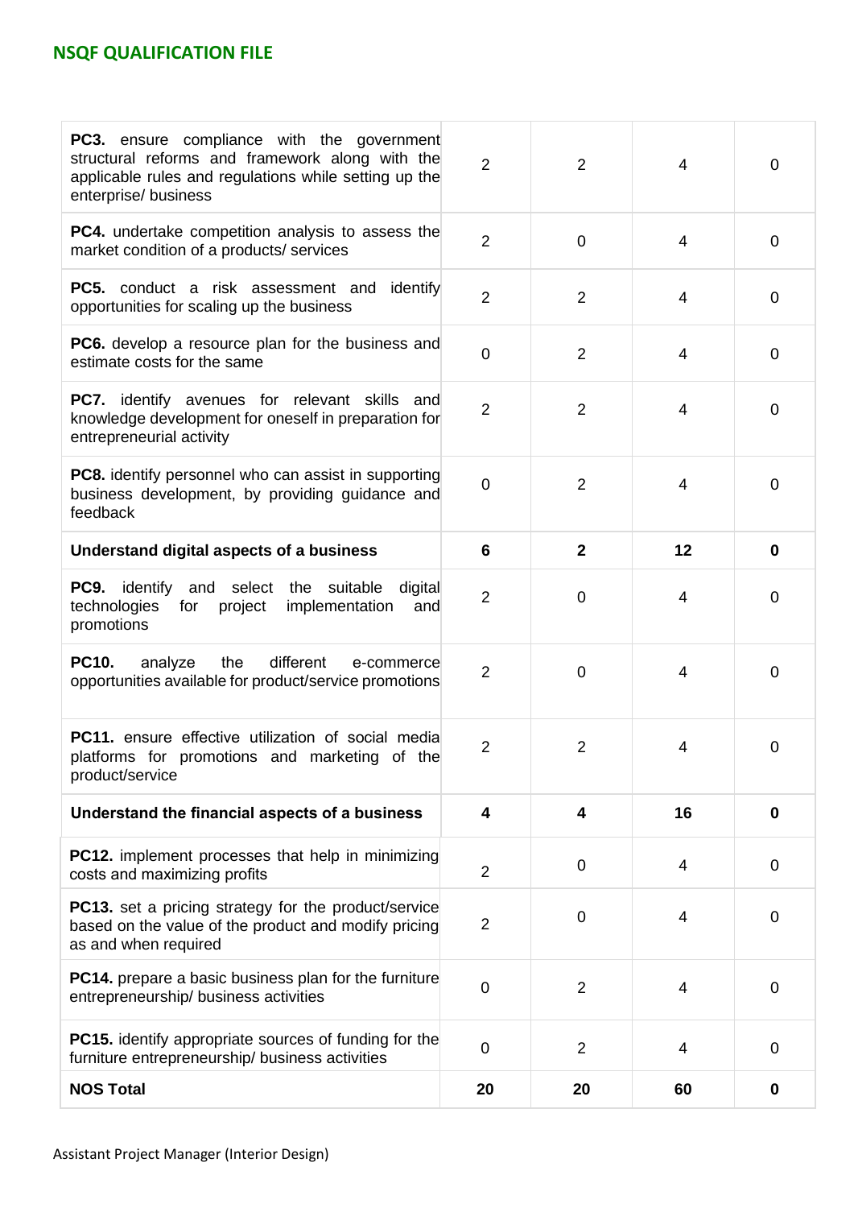| | | | | |
|---|---|---|---|---|
| **PC3.** ensure compliance with the government structural reforms and framework along with the applicable rules and regulations while setting up the enterprise/ business | 2 | 2 | 4 | 0 |
| **PC4.** undertake competition analysis to assess the market condition of a products/ services | 2 | 0 | 4 | 0 |
| **PC5.** conduct a risk assessment and identify opportunities for scaling up the business | 2 | 2 | 4 | 0 |
| **PC6.** develop a resource plan for the business and estimate costs for the same | 0 | 2 | 4 | 0 |
| **PC7.** identify avenues for relevant skills and knowledge development for oneself in preparation for entrepreneurial activity | 2 | 2 | 4 | 0 |
| **PC8.** identify personnel who can assist in supporting business development, by providing guidance and feedback | 0 | 2 | 4 | 0 |
| **Understand digital aspects of a business** | **6** | **2** | **12** | **0** |
| **PC9.** identify and select the suitable digital technologies for project implementation and promotions | 2 | 0 | 4 | 0 |
| **PC10.** analyze the different e-commerce opportunities available for product/service promotions | 2 | 0 | 4 | 0 |
| **PC11.** ensure effective utilization of social media platforms for promotions and marketing of the product/service | 2 | 2 | 4 | 0 |
| **Understand the financial aspects of a business** | **4** | **4** | **16** | **0** |
| **PC12.** implement processes that help in minimizing costs and maximizing profits | 2 | 0 | 4 | 0 |
| **PC13.** set a pricing strategy for the product/service based on the value of the product and modify pricing as and when required | 2 | 0 | 4 | 0 |
| **PC14.** prepare a basic business plan for the furniture entrepreneurship/ business activities | 0 | 2 | 4 | 0 |
| **PC15.** identify appropriate sources of funding for the furniture entrepreneurship/ business activities | 0 | 2 | 4 | 0 |
| **NOS Total** | **20** | **20** | **60** | **0** |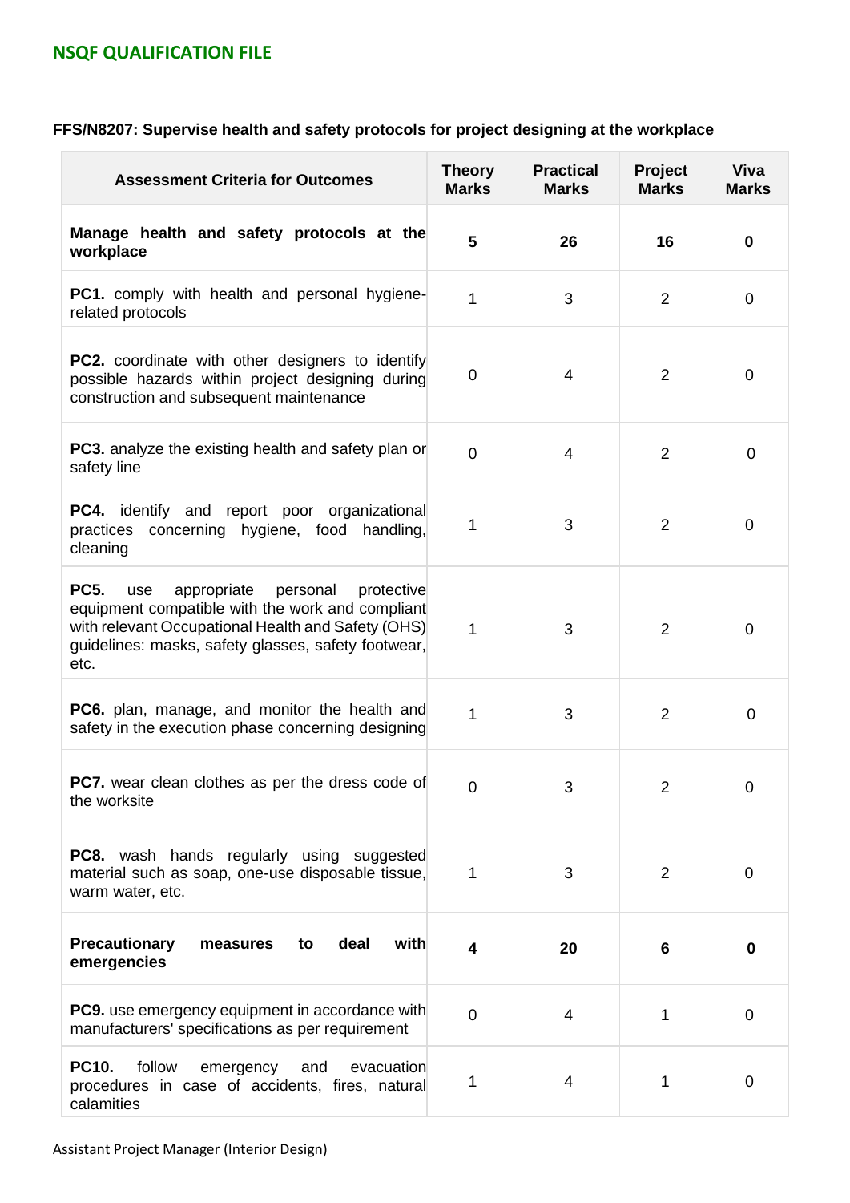## NSQF QUALIFICATION FILE

### FFS/N8207: Supervise health and safety protocols for project designing at the workplace

| Assessment Criteria for Outcomes | Theory Marks | Practical Marks | Project Marks | Viva Marks |
|---|---|---|---|---|
| **Manage health and safety protocols at the workplace** | **5** | **26** | **16** | **0** |
| **PC1.** comply with health and personal hygiene-related protocols | 1 | 3 | 2 | 0 |
| **PC2.** coordinate with other designers to identify possible hazards within project designing during construction and subsequent maintenance | 0 | 4 | 2 | 0 |
| **PC3.** analyze the existing health and safety plan or safety line | 0 | 4 | 2 | 0 |
| **PC4.** identify and report poor organizational practices concerning hygiene, food handling, cleaning | 1 | 3 | 2 | 0 |
| **PC5.** use appropriate personal protective equipment compatible with the work and compliant with relevant Occupational Health and Safety (OHS) guidelines: masks, safety glasses, safety footwear, etc. | 1 | 3 | 2 | 0 |
| **PC6.** plan, manage, and monitor the health and safety in the execution phase concerning designing | 1 | 3 | 2 | 0 |
| **PC7.** wear clean clothes as per the dress code of the worksite | 0 | 3 | 2 | 0 |
| **PC8.** wash hands regularly using suggested material such as soap, one-use disposable tissue, warm water, etc. | 1 | 3 | 2 | 0 |
| **Precautionary measures to deal with emergencies** | **4** | **20** | **6** | **0** |
| **PC9.** use emergency equipment in accordance with manufacturers' specifications as per requirement | 0 | 4 | 1 | 0 |
| **PC10.** follow emergency and evacuation procedures in case of accidents, fires, natural calamities | 1 | 4 | 1 | 0 |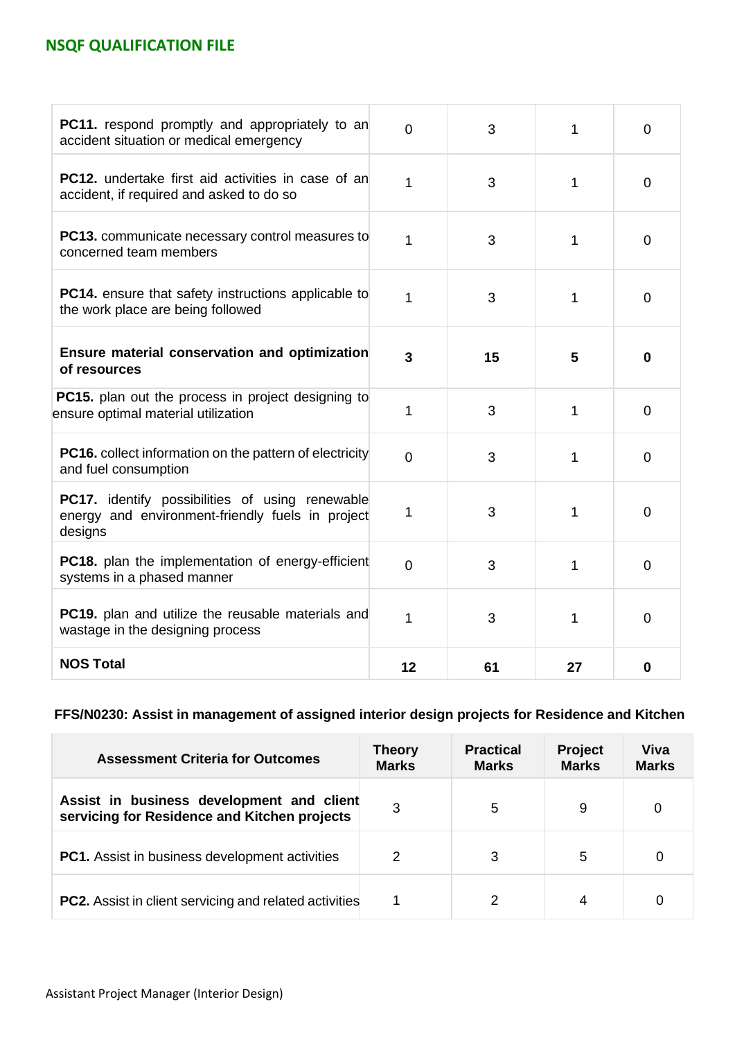| | | | | |
|---|---|---|---|---|
| **PC11.** respond promptly and appropriately to an accident situation or medical emergency | 0 | 3 | 1 | 0 |
| **PC12.** undertake first aid activities in case of an accident, if required and asked to do so | 1 | 3 | 1 | 0 |
| **PC13.** communicate necessary control measures to concerned team members | 1 | 3 | 1 | 0 |
| **PC14.** ensure that safety instructions applicable to the work place are being followed | 1 | 3 | 1 | 0 |
| **Ensure material conservation and optimization of resources** | **3** | **15** | **5** | **0** |
| **PC15.** plan out the process in project designing to ensure optimal material utilization | 1 | 3 | 1 | 0 |
| **PC16.** collect information on the pattern of electricity and fuel consumption | 0 | 3 | 1 | 0 |
| **PC17.** identify possibilities of using renewable energy and environment-friendly fuels in project designs | 1 | 3 | 1 | 0 |
| **PC18.** plan the implementation of energy-efficient systems in a phased manner | 0 | 3 | 1 | 0 |
| **PC19.** plan and utilize the reusable materials and wastage in the designing process | 1 | 3 | 1 | 0 |
| **NOS Total** | **12** | **61** | **27** | **0** |

### FFS/N0230: Assist in management of assigned interior design projects for Residence and Kitchen

| Assessment Criteria for Outcomes | Theory Marks | Practical Marks | Project Marks | Viva Marks |
|---|---|---|---|---|
| **Assist in business development and client servicing for Residence and Kitchen projects** | 3 | 5 | 9 | 0 |
| **PC1.** Assist in business development activities | 2 | 3 | 5 | 0 |
| **PC2.** Assist in client servicing and related activities | 1 | 2 | 4 | 0 |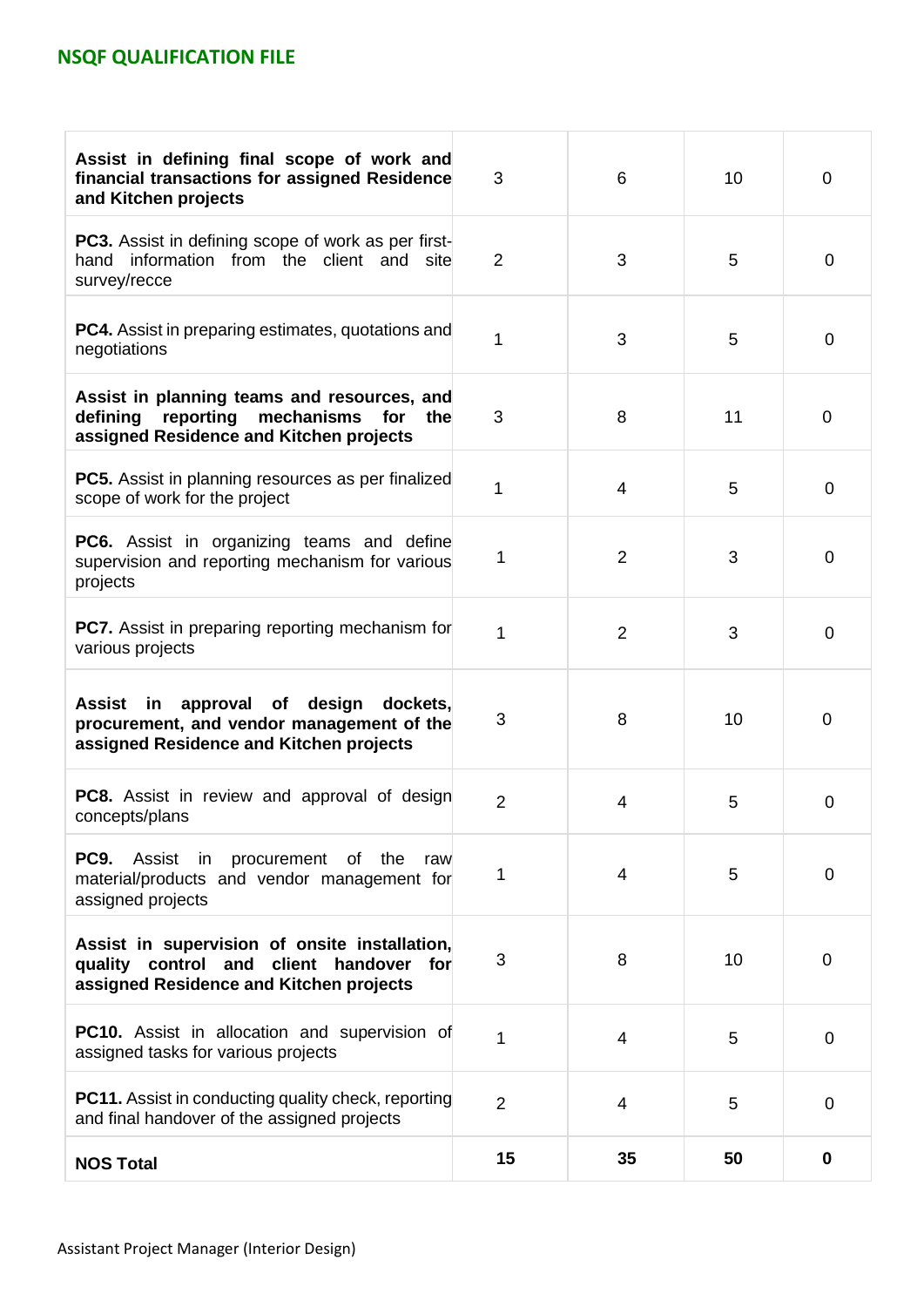| | | | | |
|---|---|---|---|---|
| **Assist in defining final scope of work and financial transactions for assigned Residence and Kitchen projects** | 3 | 6 | 10 | 0 |
| **PC3.** Assist in defining scope of work as per first-hand information from the client and site survey/recce | 2 | 3 | 5 | 0 |
| **PC4.** Assist in preparing estimates, quotations and negotiations | 1 | 3 | 5 | 0 |
| **Assist in planning teams and resources, and defining reporting mechanisms for the assigned Residence and Kitchen projects** | 3 | 8 | 11 | 0 |
| **PC5.** Assist in planning resources as per finalized scope of work for the project | 1 | 4 | 5 | 0 |
| **PC6.** Assist in organizing teams and define supervision and reporting mechanism for various projects | 1 | 2 | 3 | 0 |
| **PC7.** Assist in preparing reporting mechanism for various projects | 1 | 2 | 3 | 0 |
| **Assist in approval of design dockets, procurement, and vendor management of the assigned Residence and Kitchen projects** | 3 | 8 | 10 | 0 |
| **PC8.** Assist in review and approval of design concepts/plans | 2 | 4 | 5 | 0 |
| **PC9.** Assist in procurement of the raw material/products and vendor management for assigned projects | 1 | 4 | 5 | 0 |
| **Assist in supervision of onsite installation, quality control and client handover for assigned Residence and Kitchen projects** | 3 | 8 | 10 | 0 |
| **PC10.** Assist in allocation and supervision of assigned tasks for various projects | 1 | 4 | 5 | 0 |
| **PC11.** Assist in conducting quality check, reporting and final handover of the assigned projects | 2 | 4 | 5 | 0 |
| **NOS Total** | **15** | **35** | **50** | **0** |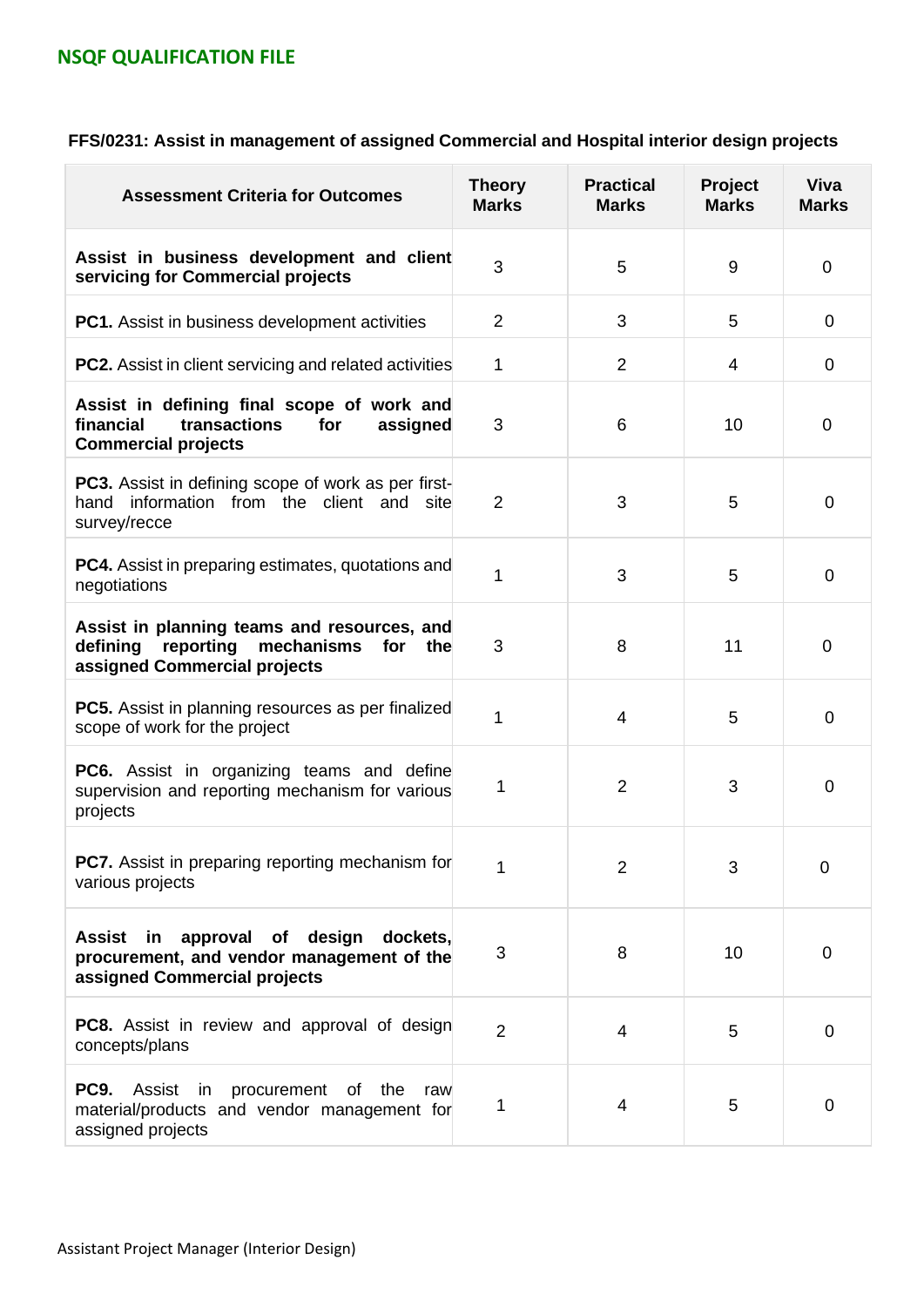### FFS/0231: Assist in management of assigned Commercial and Hospital interior design projects

| Assessment Criteria for Outcomes | Theory Marks | Practical Marks | Project Marks | Viva Marks |
|---|---|---|---|---|
| **Assist in business development and client servicing for Commercial projects** | 3 | 5 | 9 | 0 |
| **PC1.** Assist in business development activities | 2 | 3 | 5 | 0 |
| **PC2.** Assist in client servicing and related activities | 1 | 2 | 4 | 0 |
| **Assist in defining final scope of work and financial transactions for assigned Commercial projects** | 3 | 6 | 10 | 0 |
| **PC3.** Assist in defining scope of work as per first-hand information from the client and site survey/recce | 2 | 3 | 5 | 0 |
| **PC4.** Assist in preparing estimates, quotations and negotiations | 1 | 3 | 5 | 0 |
| **Assist in planning teams and resources, and defining reporting mechanisms for the assigned Commercial projects** | 3 | 8 | 11 | 0 |
| **PC5.** Assist in planning resources as per finalized scope of work for the project | 1 | 4 | 5 | 0 |
| **PC6.** Assist in organizing teams and define supervision and reporting mechanism for various projects | 1 | 2 | 3 | 0 |
| **PC7.** Assist in preparing reporting mechanism for various projects | 1 | 2 | 3 | 0 |
| **Assist in approval of design dockets, procurement, and vendor management of the assigned Commercial projects** | 3 | 8 | 10 | 0 |
| **PC8.** Assist in review and approval of design concepts/plans | 2 | 4 | 5 | 0 |
| **PC9.** Assist in procurement of the raw material/products and vendor management for assigned projects | 1 | 4 | 5 | 0 |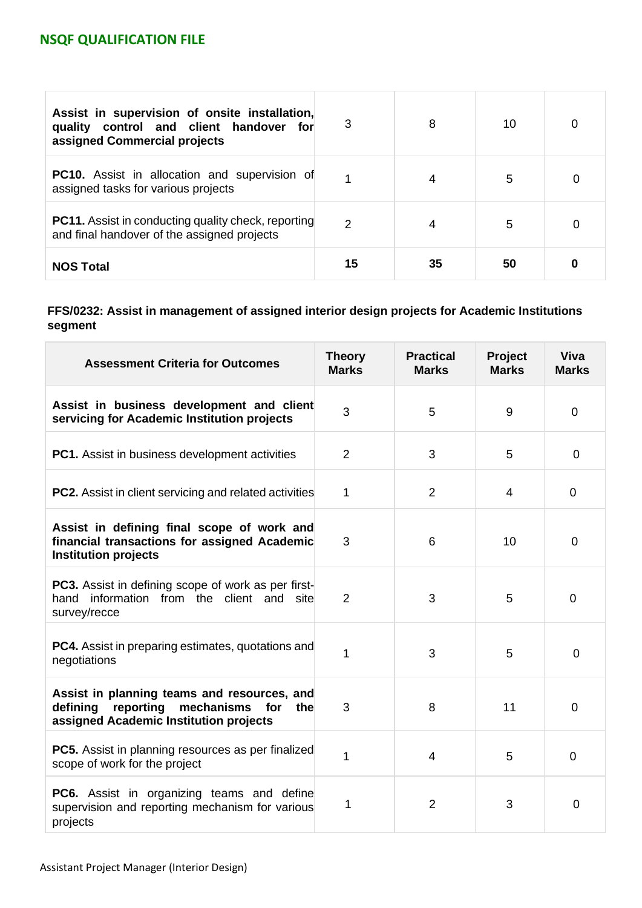| | | | | |
|---|---|---|---|---|
| **Assist in supervision of onsite installation, quality control and client handover for assigned Commercial projects** | 3 | 8 | 10 | 0 |
| **PC10.** Assist in allocation and supervision of assigned tasks for various projects | 1 | 4 | 5 | 0 |
| **PC11.** Assist in conducting quality check, reporting and final handover of the assigned projects | 2 | 4 | 5 | 0 |
| **NOS Total** | **15** | **35** | **50** | **0** |

**FFS/0232: Assist in management of assigned interior design projects for Academic Institutions segment**

| Assessment Criteria for Outcomes | Theory Marks | Practical Marks | Project Marks | Viva Marks |
|---|---|---|---|---|
| **Assist in business development and client servicing for Academic Institution projects** | 3 | 5 | 9 | 0 |
| **PC1.** Assist in business development activities | 2 | 3 | 5 | 0 |
| **PC2.** Assist in client servicing and related activities | 1 | 2 | 4 | 0 |
| **Assist in defining final scope of work and financial transactions for assigned Academic Institution projects** | 3 | 6 | 10 | 0 |
| **PC3.** Assist in defining scope of work as per first-hand information from the client and site survey/recce | 2 | 3 | 5 | 0 |
| **PC4.** Assist in preparing estimates, quotations and negotiations | 1 | 3 | 5 | 0 |
| **Assist in planning teams and resources, and defining reporting mechanisms for the assigned Academic Institution projects** | 3 | 8 | 11 | 0 |
| **PC5.** Assist in planning resources as per finalized scope of work for the project | 1 | 4 | 5 | 0 |
| **PC6.** Assist in organizing teams and define supervision and reporting mechanism for various projects | 1 | 2 | 3 | 0 |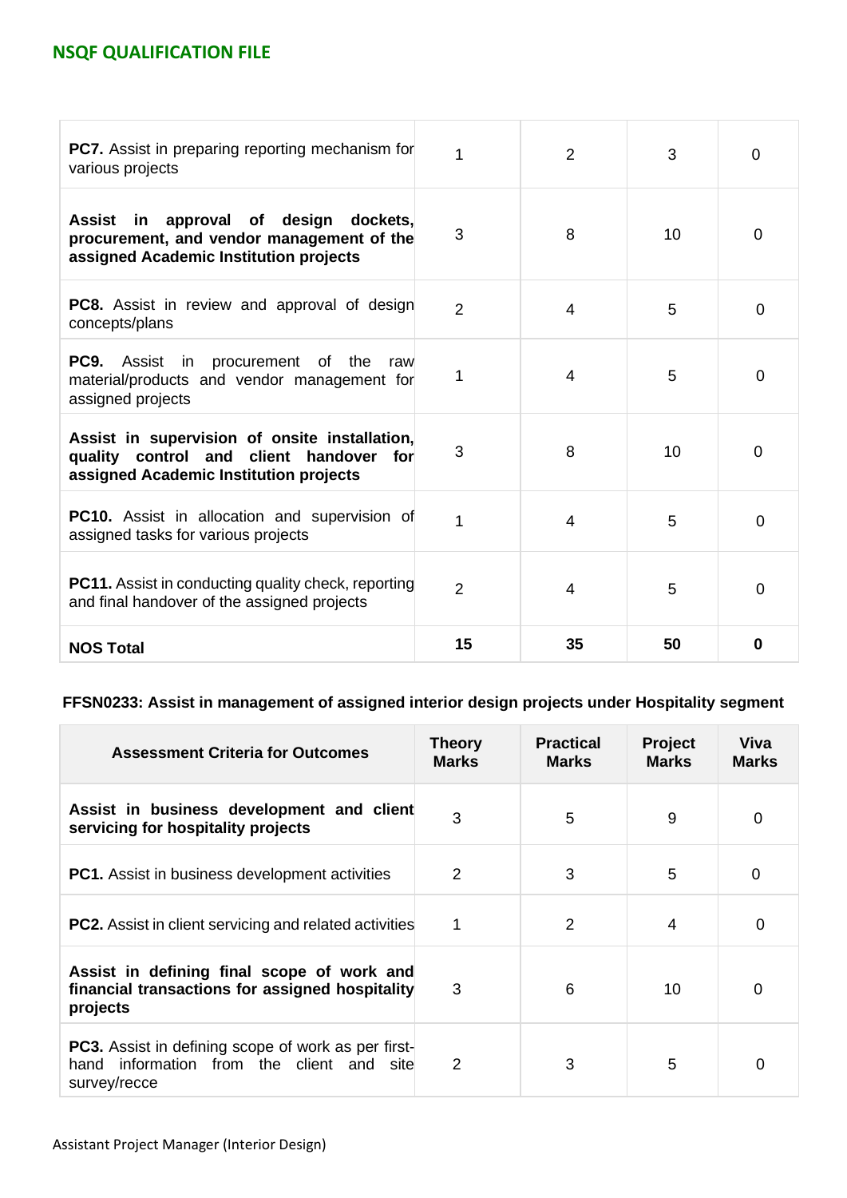| | | | | |
|---|---|---|---|---|
| **PC7.** Assist in preparing reporting mechanism for various projects | 1 | 2 | 3 | 0 |
| **Assist in approval of design dockets, procurement, and vendor management of the assigned Academic Institution projects** | 3 | 8 | 10 | 0 |
| **PC8.** Assist in review and approval of design concepts/plans | 2 | 4 | 5 | 0 |
| **PC9.** Assist in procurement of the raw material/products and vendor management for assigned projects | 1 | 4 | 5 | 0 |
| **Assist in supervision of onsite installation, quality control and client handover for assigned Academic Institution projects** | 3 | 8 | 10 | 0 |
| **PC10.** Assist in allocation and supervision of assigned tasks for various projects | 1 | 4 | 5 | 0 |
| **PC11.** Assist in conducting quality check, reporting and final handover of the assigned projects | 2 | 4 | 5 | 0 |
| **NOS Total** | **15** | **35** | **50** | **0** |

**FFSN0233: Assist in management of assigned interior design projects under Hospitality segment**

| Assessment Criteria for Outcomes | Theory Marks | Practical Marks | Project Marks | Viva Marks |
|---|---|---|---|---|
| **Assist in business development and client servicing for hospitality projects** | 3 | 5 | 9 | 0 |
| **PC1.** Assist in business development activities | 2 | 3 | 5 | 0 |
| **PC2.** Assist in client servicing and related activities | 1 | 2 | 4 | 0 |
| **Assist in defining final scope of work and financial transactions for assigned hospitality projects** | 3 | 6 | 10 | 0 |
| **PC3.** Assist in defining scope of work as per first-hand information from the client and site survey/recce | 2 | 3 | 5 | 0 |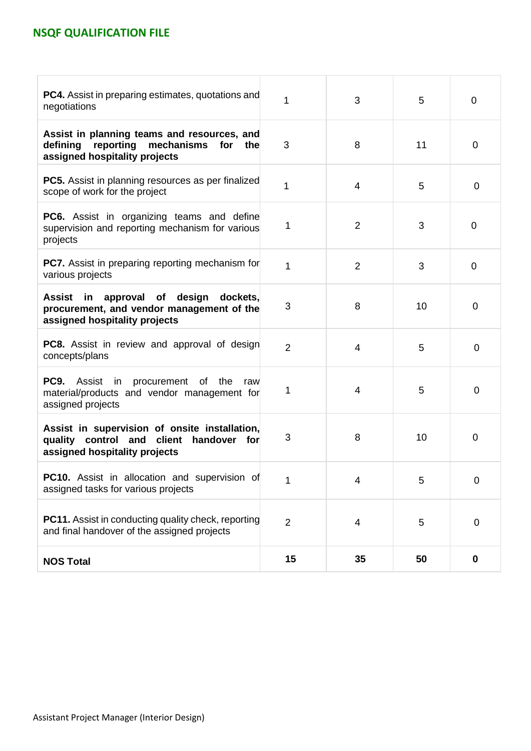| | | | | |
|---|---|---|---|---|
| **PC4.** Assist in preparing estimates, quotations and negotiations | 1 | 3 | 5 | 0 |
| **Assist in planning teams and resources, and defining reporting mechanisms for the assigned hospitality projects** | 3 | 8 | 11 | 0 |
| **PC5.** Assist in planning resources as per finalized scope of work for the project | 1 | 4 | 5 | 0 |
| **PC6.** Assist in organizing teams and define supervision and reporting mechanism for various projects | 1 | 2 | 3 | 0 |
| **PC7.** Assist in preparing reporting mechanism for various projects | 1 | 2 | 3 | 0 |
| **Assist in approval of design dockets, procurement, and vendor management of the assigned hospitality projects** | 3 | 8 | 10 | 0 |
| **PC8.** Assist in review and approval of design concepts/plans | 2 | 4 | 5 | 0 |
| **PC9.** Assist in procurement of the raw material/products and vendor management for assigned projects | 1 | 4 | 5 | 0 |
| **Assist in supervision of onsite installation, quality control and client handover for assigned hospitality projects** | 3 | 8 | 10 | 0 |
| **PC10.** Assist in allocation and supervision of assigned tasks for various projects | 1 | 4 | 5 | 0 |
| **PC11.** Assist in conducting quality check, reporting and final handover of the assigned projects | 2 | 4 | 5 | 0 |
| **NOS Total** | **15** | **35** | **50** | **0** |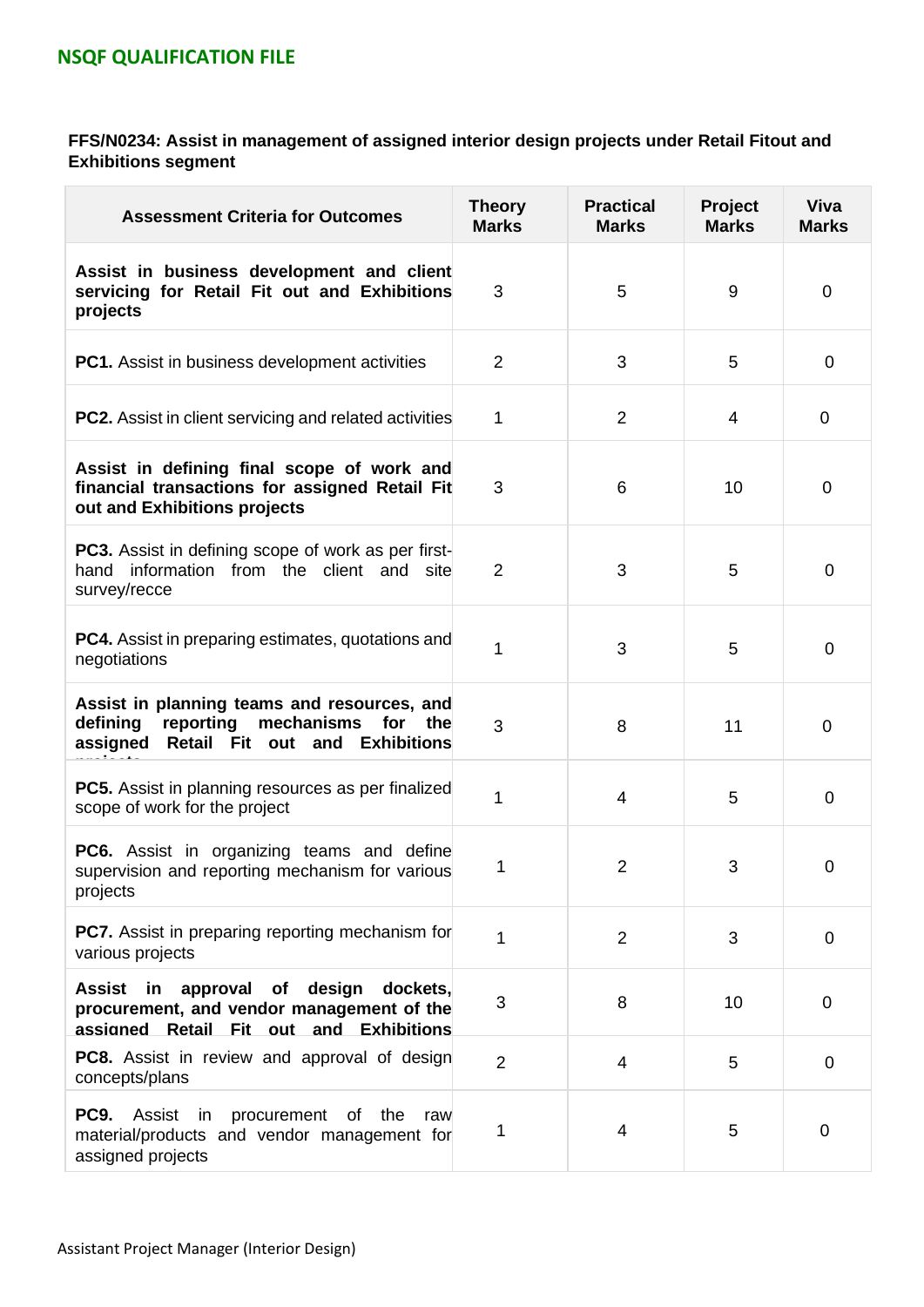**NSQF QUALIFICATION FILE**

**FFS/N0234: Assist in management of assigned interior design projects under Retail Fitout and Exhibitions segment**

| Assessment Criteria for Outcomes | Theory Marks | Practical Marks | Project Marks | Viva Marks |
|---|---|---|---|---|
| **Assist in business development and client servicing for Retail Fit out and Exhibitions projects** | 3 | 5 | 9 | 0 |
| **PC1.** Assist in business development activities | 2 | 3 | 5 | 0 |
| **PC2.** Assist in client servicing and related activities | 1 | 2 | 4 | 0 |
| **Assist in defining final scope of work and financial transactions for assigned Retail Fit out and Exhibitions projects** | 3 | 6 | 10 | 0 |
| **PC3.** Assist in defining scope of work as per first-hand information from the client and site survey/recce | 2 | 3 | 5 | 0 |
| **PC4.** Assist in preparing estimates, quotations and negotiations | 1 | 3 | 5 | 0 |
| **Assist in planning teams and resources, and defining reporting mechanisms for the assigned Retail Fit out and Exhibitions projects** | 3 | 8 | 11 | 0 |
| **PC5.** Assist in planning resources as per finalized scope of work for the project | 1 | 4 | 5 | 0 |
| **PC6.** Assist in organizing teams and define supervision and reporting mechanism for various projects | 1 | 2 | 3 | 0 |
| **PC7.** Assist in preparing reporting mechanism for various projects | 1 | 2 | 3 | 0 |
| **Assist in approval of design dockets, procurement, and vendor management of the assigned Retail Fit out and Exhibitions** | 3 | 8 | 10 | 0 |
| **PC8.** Assist in review and approval of design concepts/plans | 2 | 4 | 5 | 0 |
| **PC9.** Assist in procurement of the raw material/products and vendor management for assigned projects | 1 | 4 | 5 | 0 |

Assistant Project Manager (Interior Design)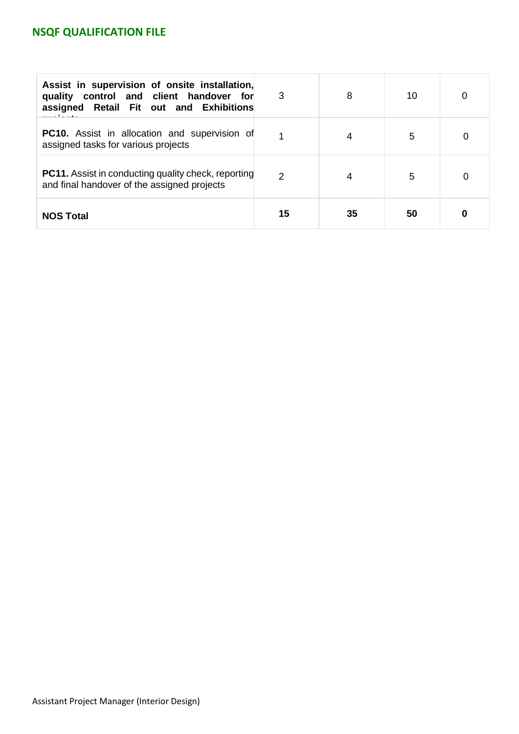| | | | | |
|---|---|---|---|---|
| **Assist in supervision of onsite installation, quality control and client handover for assigned Retail Fit out and Exhibitions projects** | 3 | 8 | 10 | 0 |
| **PC10.** Assist in allocation and supervision of assigned tasks for various projects | 1 | 4 | 5 | 0 |
| **PC11.** Assist in conducting quality check, reporting and final handover of the assigned projects | 2 | 4 | 5 | 0 |
| **NOS Total** | **15** | **35** | **50** | **0** |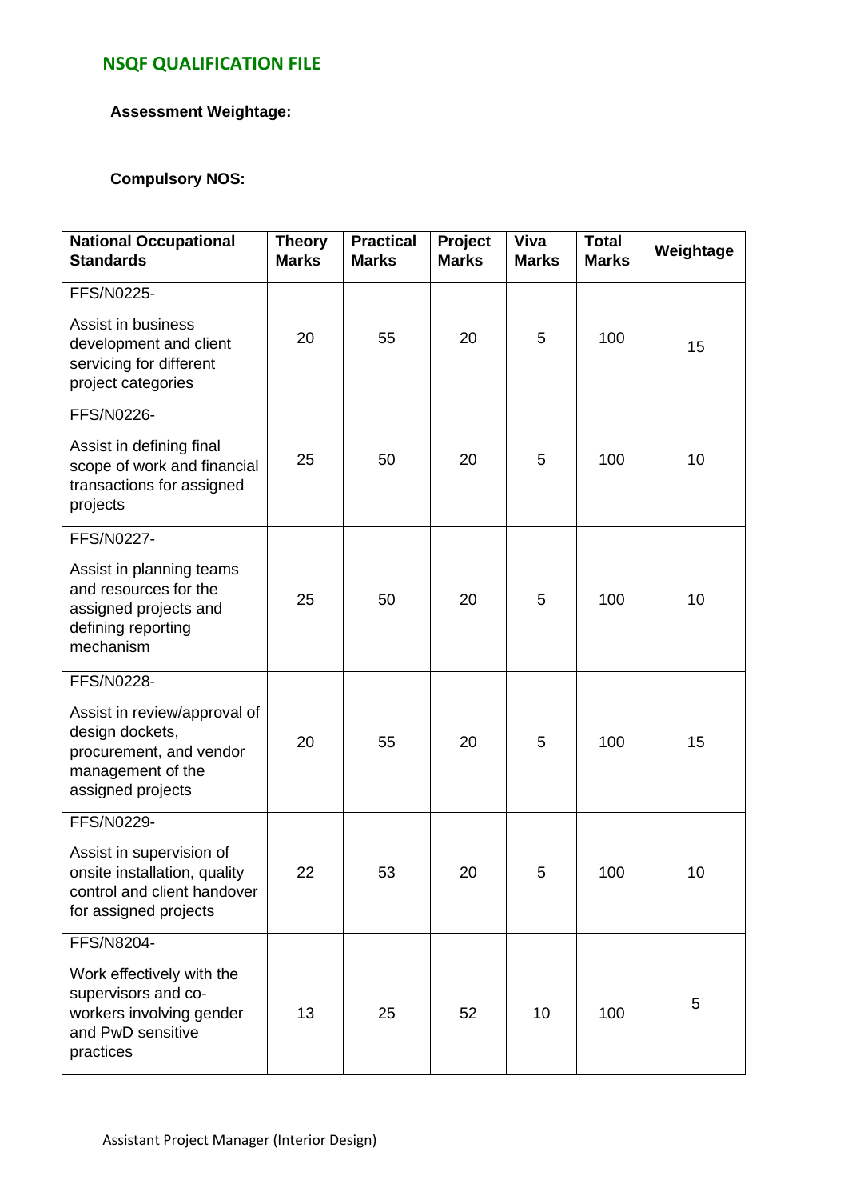## NSQF QUALIFICATION FILE

**Assessment Weightage:**

**Compulsory NOS:**

| National Occupational Standards | Theory Marks | Practical Marks | Project Marks | Viva Marks | Total Marks | Weightage |
|---|---|---|---|---|---|---|
| FFS/N0225- Assist in business development and client servicing for different project categories | 20 | 55 | 20 | 5 | 100 | 15 |
| FFS/N0226- Assist in defining final scope of work and financial transactions for assigned projects | 25 | 50 | 20 | 5 | 100 | 10 |
| FFS/N0227- Assist in planning teams and resources for the assigned projects and defining reporting mechanism | 25 | 50 | 20 | 5 | 100 | 10 |
| FFS/N0228- Assist in review/approval of design dockets, procurement, and vendor management of the assigned projects | 20 | 55 | 20 | 5 | 100 | 15 |
| FFS/N0229- Assist in supervision of onsite installation, quality control and client handover for assigned projects | 22 | 53 | 20 | 5 | 100 | 10 |
| FFS/N8204- Work effectively with the supervisors and co-workers involving gender and PwD sensitive practices | 13 | 25 | 52 | 10 | 100 | 5 |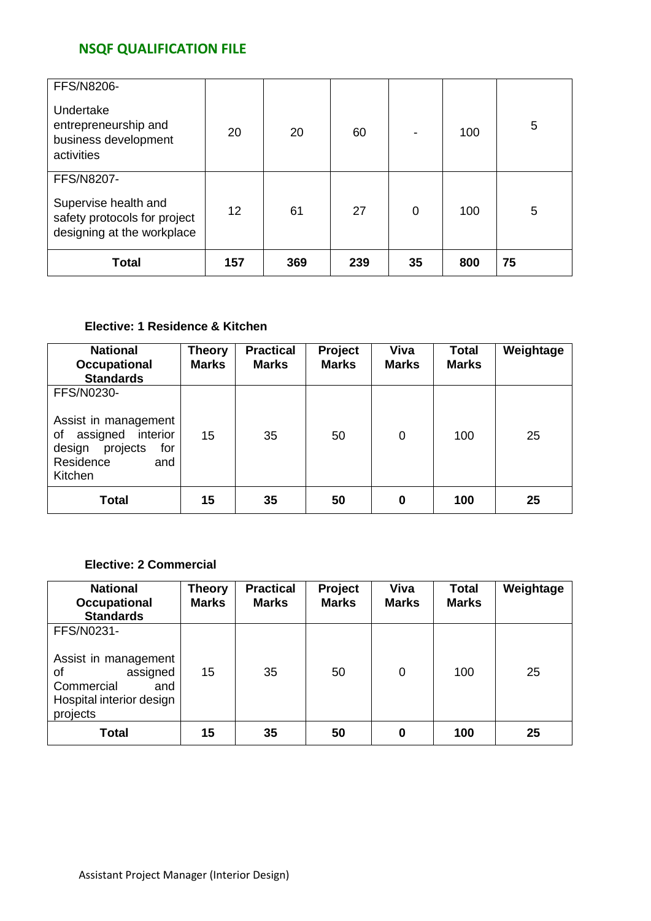| | | | | | | |
|---|---|---|---|---|---|---|
| FFS/N8206- Undertake entrepreneurship and business development activities | 20 | 20 | 60 | - | 100 | 5 |
| FFS/N8207- Supervise health and safety protocols for project designing at the workplace | 12 | 61 | 27 | 0 | 100 | 5 |
| **Total** | **157** | **369** | **239** | **35** | **800** | **75** |

**Elective: 1 Residence & Kitchen**

| National Occupational Standards | Theory Marks | Practical Marks | Project Marks | Viva Marks | Total Marks | Weightage |
|---|---|---|---|---|---|---|
| FFS/N0230- Assist in management of assigned interior design projects for Residence and Kitchen | 15 | 35 | 50 | 0 | 100 | 25 |
| **Total** | **15** | **35** | **50** | **0** | **100** | **25** |

**Elective: 2 Commercial**

| National Occupational Standards | Theory Marks | Practical Marks | Project Marks | Viva Marks | Total Marks | Weightage |
|---|---|---|---|---|---|---|
| FFS/N0231- Assist in management of assigned Commercial and Hospital interior design projects | 15 | 35 | 50 | 0 | 100 | 25 |
| **Total** | **15** | **35** | **50** | **0** | **100** | **25** |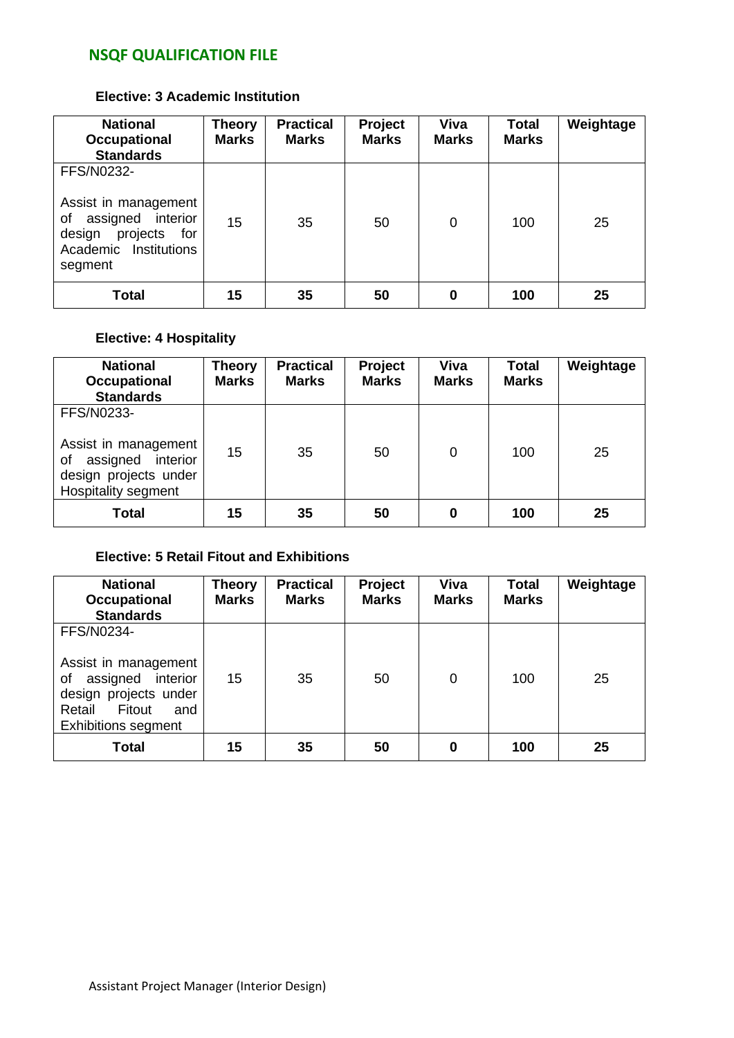**Elective: 3 Academic Institution**

| National Occupational Standards | Theory Marks | Practical Marks | Project Marks | Viva Marks | Total Marks | Weightage |
|---|---|---|---|---|---|---|
| FFS/N0232- Assist in management of assigned interior design projects for Academic Institutions segment | 15 | 35 | 50 | 0 | 100 | 25 |
| **Total** | **15** | **35** | **50** | **0** | **100** | **25** |

**Elective: 4 Hospitality**

| National Occupational Standards | Theory Marks | Practical Marks | Project Marks | Viva Marks | Total Marks | Weightage |
|---|---|---|---|---|---|---|
| FFS/N0233- Assist in management of assigned interior design projects under Hospitality segment | 15 | 35 | 50 | 0 | 100 | 25 |
| **Total** | **15** | **35** | **50** | **0** | **100** | **25** |

**Elective: 5 Retail Fitout and Exhibitions**

| National Occupational Standards | Theory Marks | Practical Marks | Project Marks | Viva Marks | Total Marks | Weightage |
|---|---|---|---|---|---|---|
| FFS/N0234- Assist in management of assigned interior design projects under Retail Fitout and Exhibitions segment | 15 | 35 | 50 | 0 | 100 | 25 |
| **Total** | **15** | **35** | **50** | **0** | **100** | **25** |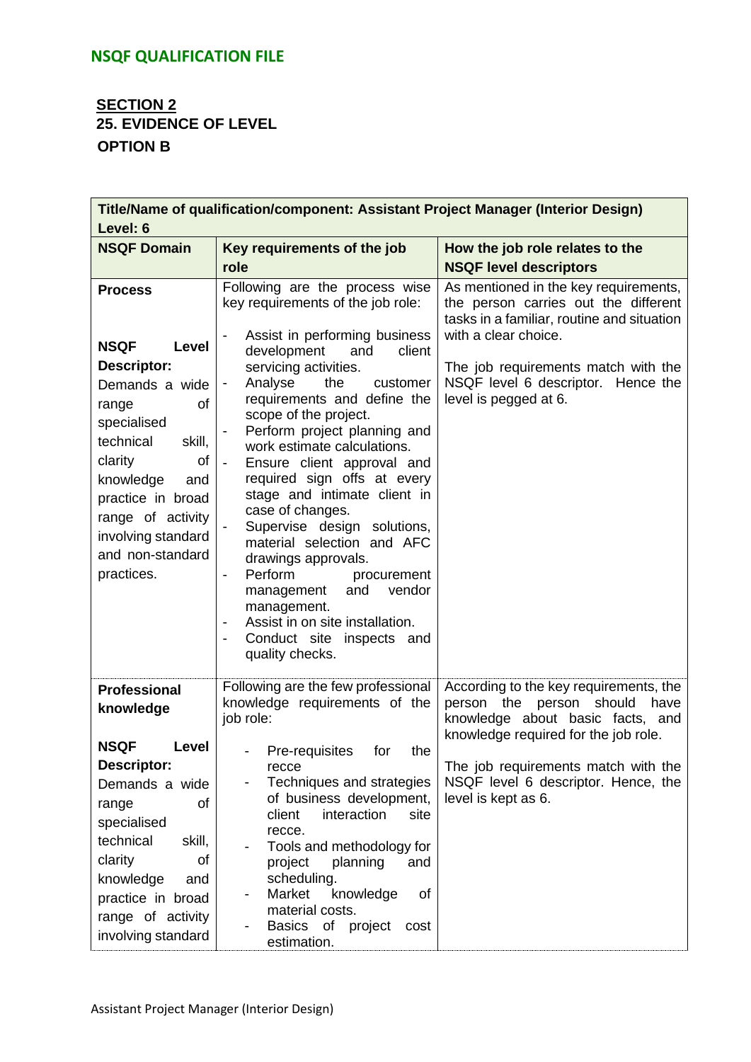## NSQF QUALIFICATION FILE

### SECTION 2
### 25. EVIDENCE OF LEVEL
### OPTION B

| Title/Name of qualification/component: Assistant Project Manager (Interior Design) Level: 6 | | |
|---|---|---|
| **NSQF Domain** | **Key requirements of the job role** | **How the job role relates to the NSQF level descriptors** |
| **Process**<br><br>**NSQF Level Descriptor:** Demands a wide range of specialised technical skill, clarity of knowledge and practice in broad range of activity involving standard and non-standard practices. | Following are the process wise key requirements of the job role:<br><br>- Assist in performing business development and client servicing activities.<br>- Analyse the customer requirements and define the scope of the project.<br>- Perform project planning and work estimate calculations.<br>- Ensure client approval and required sign offs at every stage and intimate client in case of changes.<br>- Supervise design solutions, material selection and AFC drawings approvals.<br>- Perform procurement management and vendor management.<br>- Assist in on site installation.<br>- Conduct site inspects and quality checks. | As mentioned in the key requirements, the person carries out the different tasks in a familiar, routine and situation with a clear choice.<br><br>The job requirements match with the NSQF level 6 descriptor. Hence the level is pegged at 6. |
| **Professional knowledge**<br><br>**NSQF Level Descriptor:** Demands a wide range of specialised technical skill, clarity of knowledge and practice in broad range of activity involving standard | Following are the few professional knowledge requirements of the job role:<br><br>- Pre-requisites for the recce<br>- Techniques and strategies of business development, client interaction site recce.<br>- Tools and methodology for project planning and scheduling.<br>- Market knowledge of material costs.<br>- Basics of project cost estimation. | According to the key requirements, the person the person should have knowledge about basic facts, and knowledge required for the job role.<br><br>The job requirements match with the NSQF level 6 descriptor. Hence, the level is kept as 6. |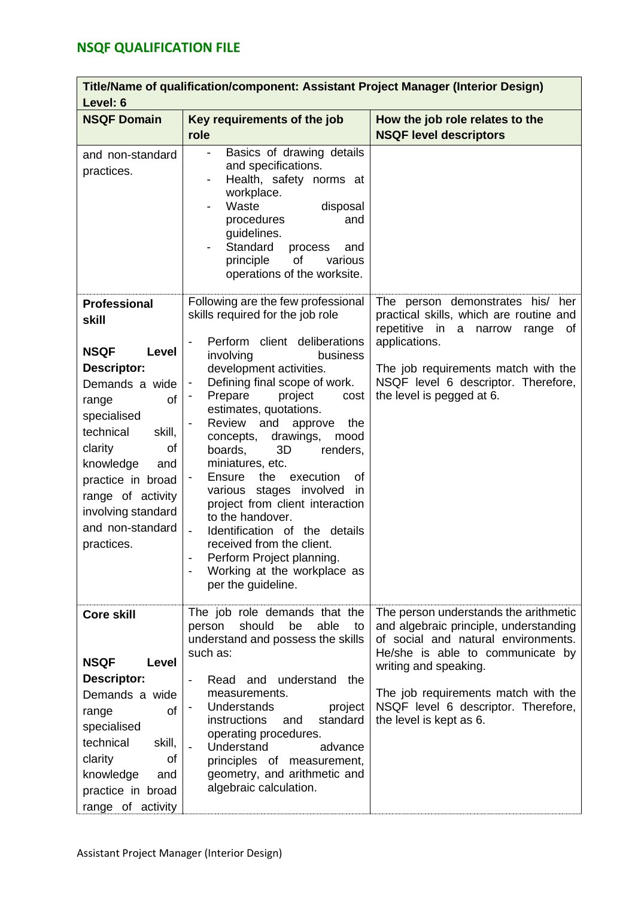## NSQF QUALIFICATION FILE

| Title/Name of qualification/component: Assistant Project Manager (Interior Design) Level: 6 | | |
|---|---|---|
| **NSQF Domain** | **Key requirements of the job role** | **How the job role relates to the NSQF level descriptors** |
| and non-standard practices. | - Basics of drawing details and specifications.<br>- Health, safety norms at workplace.<br>- Waste disposal procedures and guidelines.<br>- Standard process and principle of various operations of the worksite. | |
| **Professional skill**<br><br>**NSQF Level Descriptor:** Demands a wide range of specialised technical skill, clarity of knowledge and practice in broad range of activity involving standard and non-standard practices. | Following are the few professional skills required for the job role<br><br>- Perform client deliberations involving business development activities.<br>- Defining final scope of work.<br>- Prepare project cost estimates, quotations.<br>- Review and approve the concepts, drawings, mood boards, 3D renders, miniatures, etc.<br>- Ensure the execution of various stages involved in project from client interaction to the handover.<br>- Identification of the details received from the client.<br>- Perform Project planning.<br>- Working at the workplace as per the guideline. | The person demonstrates his/ her practical skills, which are routine and repetitive in a narrow range of applications.<br><br>The job requirements match with the NSQF level 6 descriptor. Therefore, the level is pegged at 6. |
| **Core skill**<br><br>**NSQF Level Descriptor:** Demands a wide range of specialised technical skill, clarity of knowledge and practice in broad range of activity | The job role demands that the person should be able to understand and possess the skills such as:<br><br>- Read and understand the measurements.<br>- Understands project instructions and standard operating procedures.<br>- Understand advance principles of measurement, geometry, and arithmetic and algebraic calculation. | The person understands the arithmetic and algebraic principle, understanding of social and natural environments. He/she is able to communicate by writing and speaking.<br><br>The job requirements match with the NSQF level 6 descriptor. Therefore, the level is kept as 6. |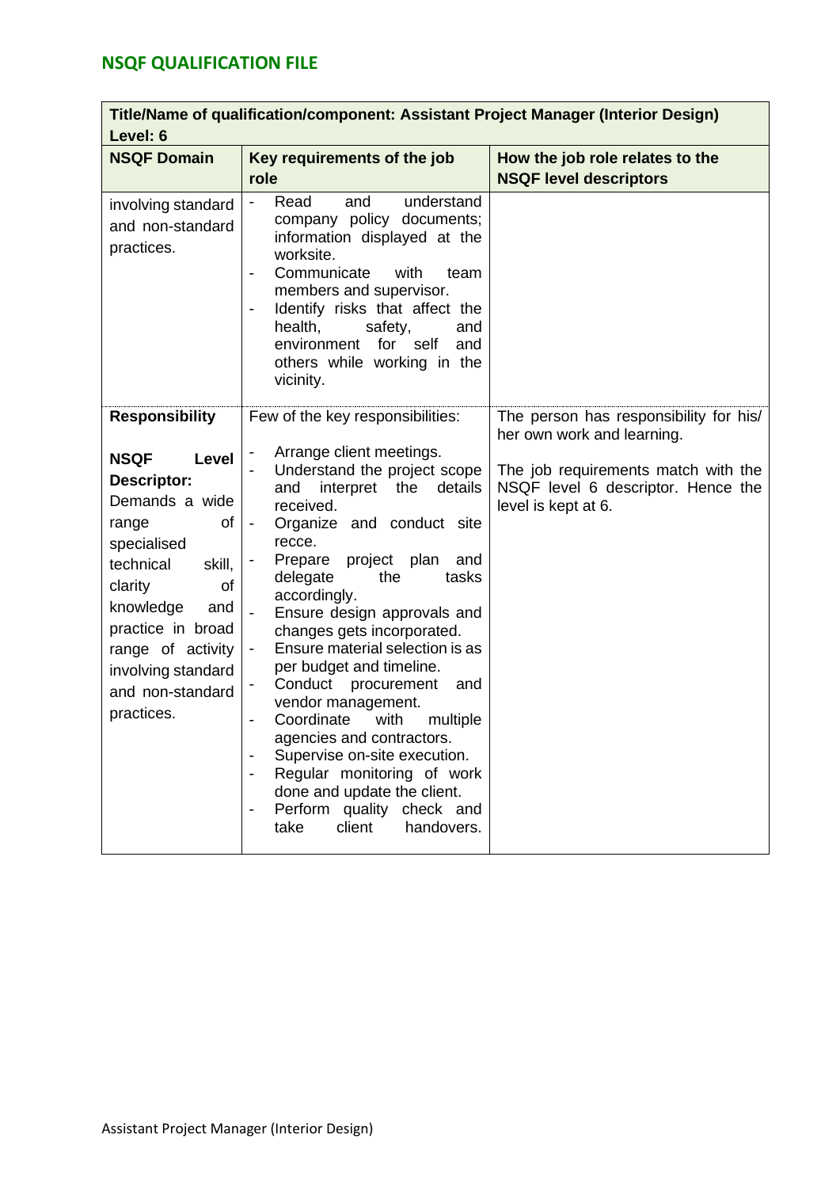## NSQF QUALIFICATION FILE

| **Title/Name of qualification/component: Assistant Project Manager (Interior Design) Level: 6** | | |
|---|---|---|
| **NSQF Domain** | **Key requirements of the job role** | **How the job role relates to the NSQF level descriptors** |
| involving standard and non-standard practices. | - Read and understand company policy documents; information displayed at the worksite.<br>- Communicate with team members and supervisor.<br>- Identify risks that affect the health, safety, and environment for self and others while working in the vicinity. | |
| **Responsibility**<br><br>**NSQF Level Descriptor:** Demands a wide range of specialised technical skill, clarity of knowledge and practice in broad range of activity involving standard and non-standard practices. | Few of the key responsibilities:<br><br>- Arrange client meetings.<br>- Understand the project scope and interpret the details received.<br>- Organize and conduct site recce.<br>- Prepare project plan and delegate the tasks accordingly.<br>- Ensure design approvals and changes gets incorporated.<br>- Ensure material selection is as per budget and timeline.<br>- Conduct procurement and vendor management.<br>- Coordinate with multiple agencies and contractors.<br>- Supervise on-site execution.<br>- Regular monitoring of work done and update the client.<br>- Perform quality check and take client handovers. | The person has responsibility for his/ her own work and learning.<br><br>The job requirements match with the NSQF level 6 descriptor. Hence the level is kept at 6. |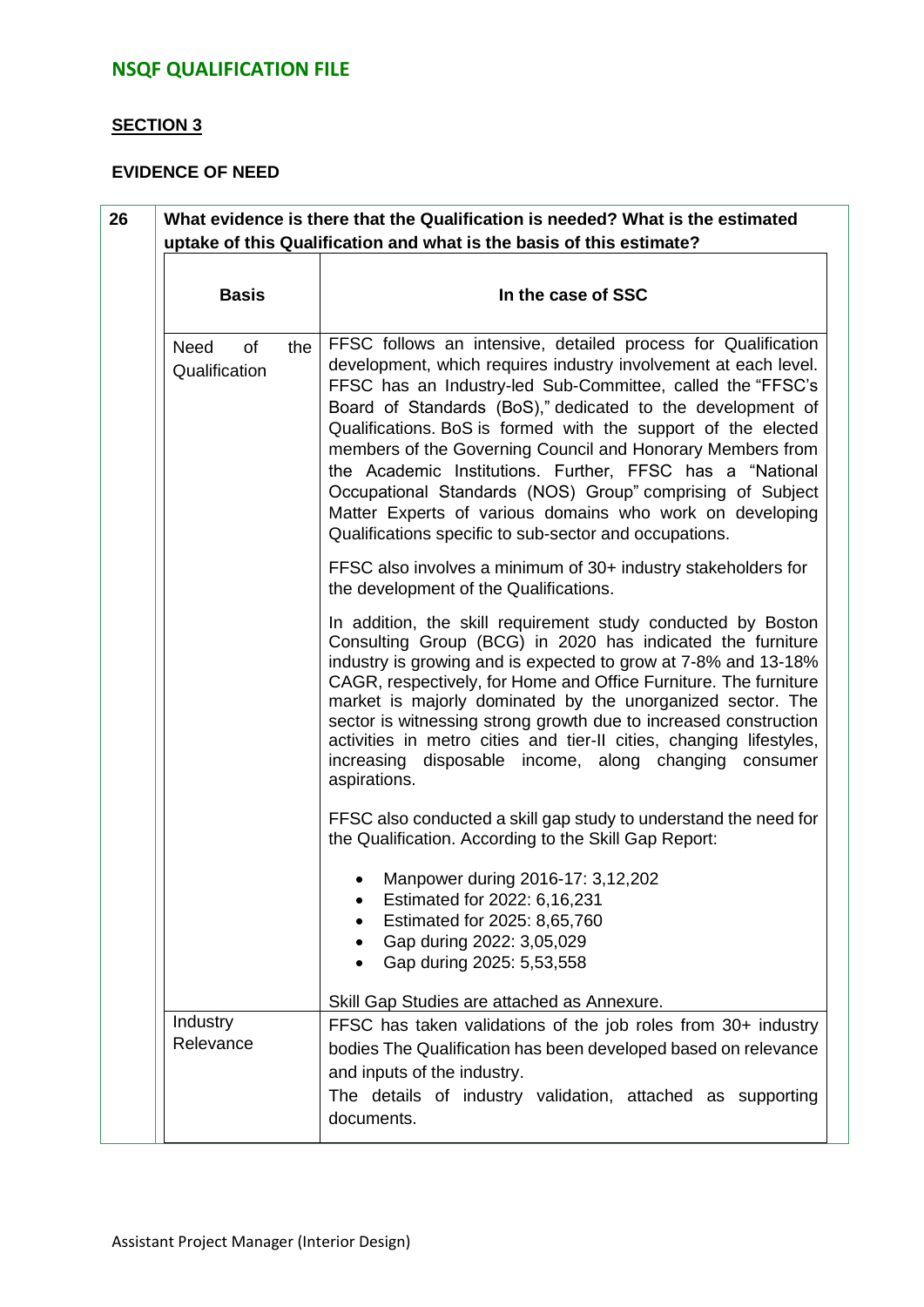## SECTION 3

### EVIDENCE OF NEED

**26 What evidence is there that the Qualification is needed? What is the estimated uptake of this Qualification and what is the basis of this estimate?**

| Basis | In the case of SSC |
|---|---|
| Need of the Qualification | FFSC follows an intensive, detailed process for Qualification development, which requires industry involvement at each level. FFSC has an Industry-led Sub-Committee, called the "FFSC's Board of Standards (BoS)," dedicated to the development of Qualifications. BoS is formed with the support of the elected members of the Governing Council and Honorary Members from the Academic Institutions. Further, FFSC has a "National Occupational Standards (NOS) Group" comprising of Subject Matter Experts of various domains who work on developing Qualifications specific to sub-sector and occupations.<br><br>FFSC also involves a minimum of 30+ industry stakeholders for the development of the Qualifications.<br><br>In addition, the skill requirement study conducted by Boston Consulting Group (BCG) in 2020 has indicated the furniture industry is growing and is expected to grow at 7-8% and 13-18% CAGR, respectively, for Home and Office Furniture. The furniture market is majorly dominated by the unorganized sector. The sector is witnessing strong growth due to increased construction activities in metro cities and tier-II cities, changing lifestyles, increasing disposable income, along changing consumer aspirations.<br><br>FFSC also conducted a skill gap study to understand the need for the Qualification. According to the Skill Gap Report:<br><br>• Manpower during 2016-17: 3,12,202<br>• Estimated for 2022: 6,16,231<br>• Estimated for 2025: 8,65,760<br>• Gap during 2022: 3,05,029<br>• Gap during 2025: 5,53,558<br><br>Skill Gap Studies are attached as Annexure. |
| Industry Relevance | FFSC has taken validations of the job roles from 30+ industry bodies The Qualification has been developed based on relevance and inputs of the industry.<br>The details of industry validation, attached as supporting documents. |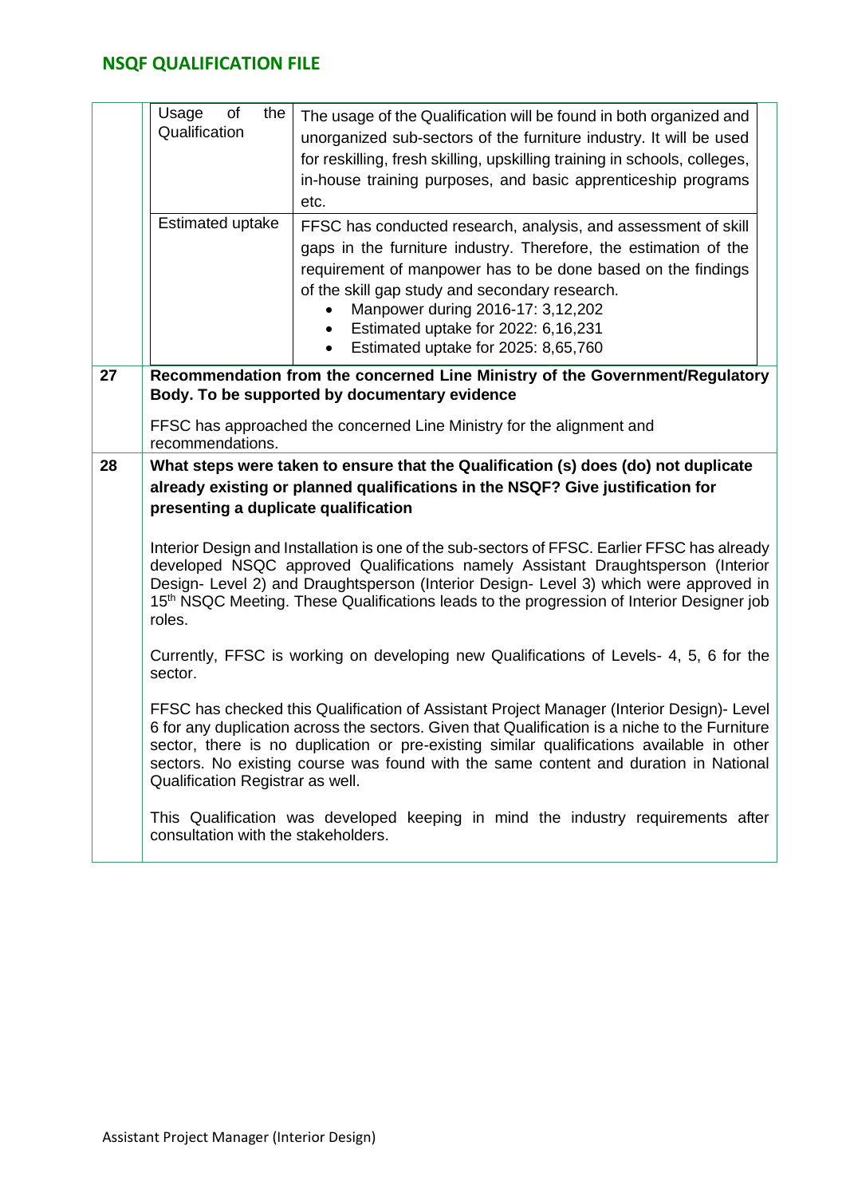| | | |
|---|---|---|
| | Usage of the Qualification | The usage of the Qualification will be found in both organized and unorganized sub-sectors of the furniture industry. It will be used for reskilling, fresh skilling, upskilling training in schools, colleges, in-house training purposes, and basic apprenticeship programs etc. |
| | Estimated uptake | FFSC has conducted research, analysis, and assessment of skill gaps in the furniture industry. Therefore, the estimation of the requirement of manpower has to be done based on the findings of the skill gap study and secondary research.<br>• Manpower during 2016-17: 3,12,202<br>• Estimated uptake for 2022: 6,16,231<br>• Estimated uptake for 2025: 8,65,760 |
| **27** | **Recommendation from the concerned Line Ministry of the Government/Regulatory Body. To be supported by documentary evidence**<br><br>FFSC has approached the concerned Line Ministry for the alignment and recommendations. | |
| **28** | **What steps were taken to ensure that the Qualification (s) does (do) not duplicate already existing or planned qualifications in the NSQF? Give justification for presenting a duplicate qualification**<br><br>Interior Design and Installation is one of the sub-sectors of FFSC. Earlier FFSC has already developed NSQC approved Qualifications namely Assistant Draughtsperson (Interior Design- Level 2) and Draughtsperson (Interior Design- Level 3) which were approved in 15th NSQC Meeting. These Qualifications leads to the progression of Interior Designer job roles.<br><br>Currently, FFSC is working on developing new Qualifications of Levels- 4, 5, 6 for the sector.<br><br>FFSC has checked this Qualification of Assistant Project Manager (Interior Design)- Level 6 for any duplication across the sectors. Given that Qualification is a niche to the Furniture sector, there is no duplication or pre-existing similar qualifications available in other sectors. No existing course was found with the same content and duration in National Qualification Registrar as well.<br><br>This Qualification was developed keeping in mind the industry requirements after consultation with the stakeholders. | |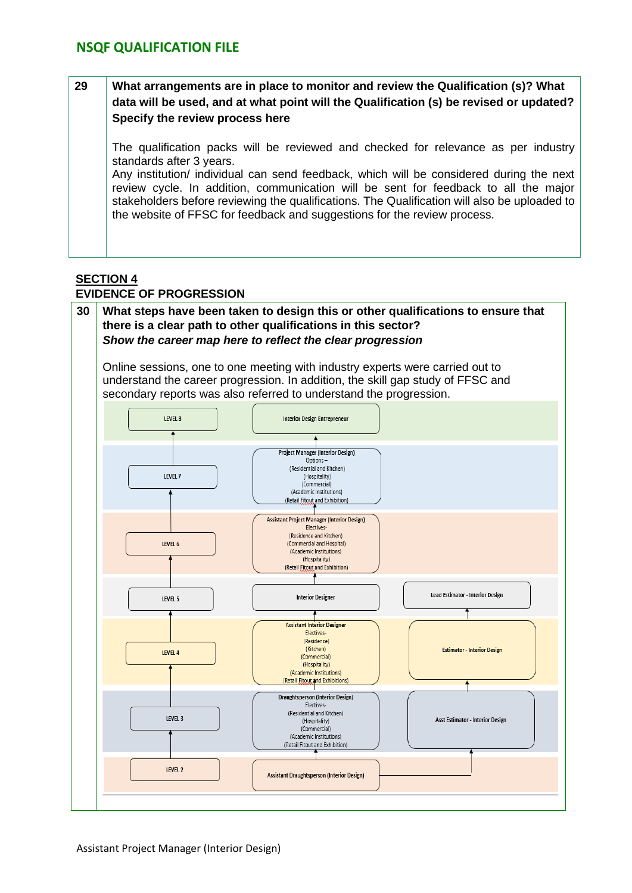| 29 | **What arrangements are in place to monitor and review the Qualification (s)? What data will be used, and at what point will the Qualification (s) be revised or updated? Specify the review process here**<br><br>The qualification packs will be reviewed and checked for relevance as per industry standards after 3 years.<br>Any institution/ individual can send feedback, which will be considered during the next review cycle. In addition, communication will be sent for feedback to all the major stakeholders before reviewing the qualifications. The Qualification will also be uploaded to the website of FFSC for feedback and suggestions for the review process. |
|---|---|

**SECTION 4**

**EVIDENCE OF PROGRESSION**

| 30 | **What steps have been taken to design this or other qualifications to ensure that there is a clear path to other qualifications in this sector?**<br>***Show the career map here to reflect the clear progression***<br><br>Online sessions, one to one meeting with industry experts were carried out to understand the career progression. In addition, the skill gap study of FFSC and secondary reports was also referred to understand the progression. |
|---|---|

| Level | Interior Design Track | Estimation Track |
|---|---|---|
| LEVEL 8 | Interior Design Entrepreneur | |
| LEVEL 7 | Project Manager (Interior Design) Options – (Residential and Kitchen) (Hospitality) (Commercial) (Academic Institutions) (Retail Fitout and Exhibition) | |
| LEVEL 6 | Assistant Project Manager (Interior Design) Electives- (Residence and Kitchen) (Commercial and Hospital) (Academic Institutions) (Hospitality) (Retail Fitout and Exhibition) | |
| LEVEL 5 | Interior Designer | Lead Estimator - Interior Design |
| LEVEL 4 | Assistant Interior Designer Electives- (Residence) (Kitchen) (Commercial) (Hospitality) (Academic Institutions) (Retail Fitout and Exhibitions) | Estimator - Interior Design |
| LEVEL 3 | Draughtsperson (Interior Design) Electives- (Residential and Kitchen) (Hospitality) (Commercial) (Academic Institutions) (Retail Fitout and Exhibition) | Asst Estimator - Interior Design |
| LEVEL 2 | Assistant Draughtsperson (Interior Design) | |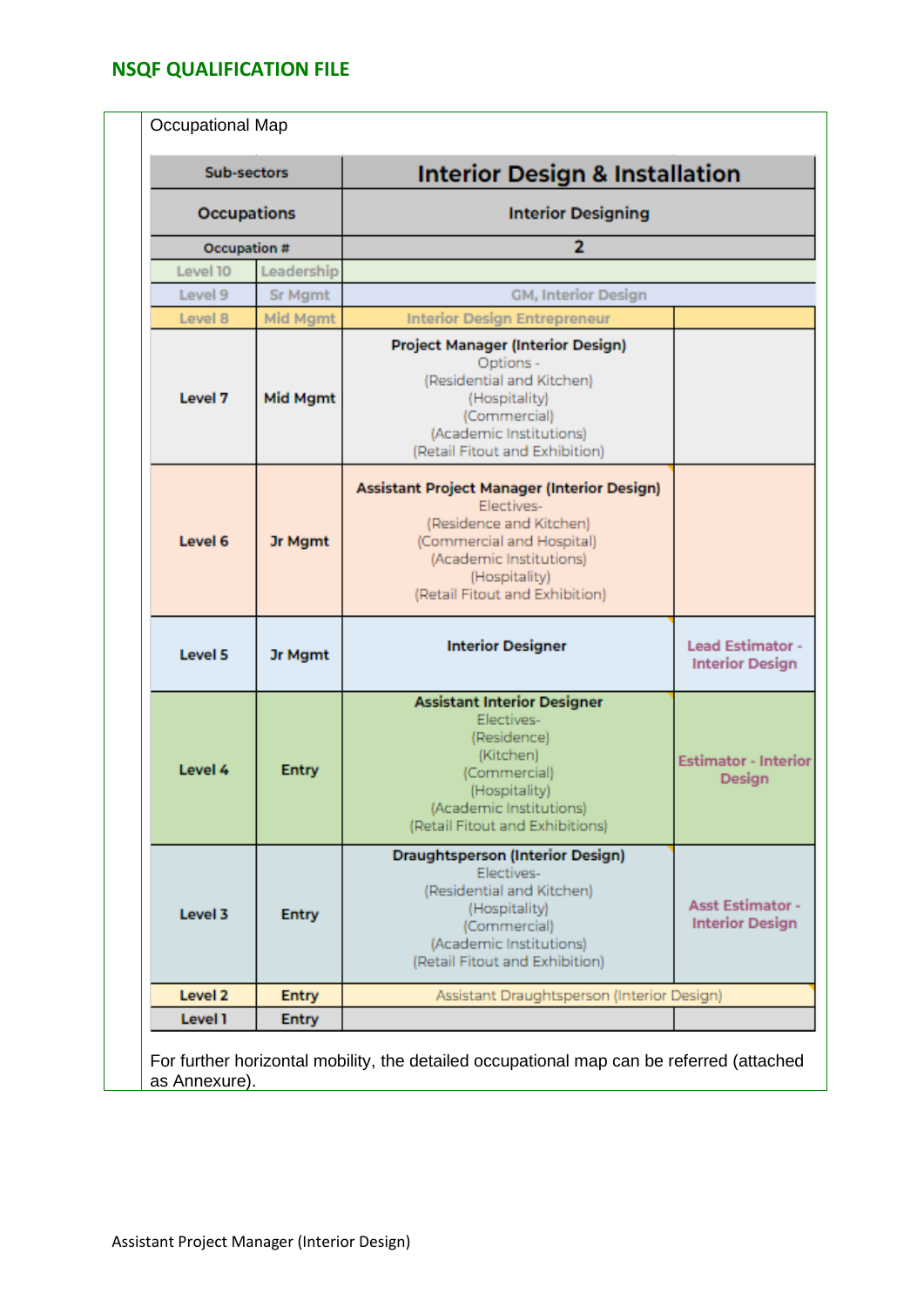## NSQF QUALIFICATION FILE

Occupational Map

| Sub-sectors | | Interior Design & Installation | |
|---|---|---|---|
| Occupations | | Interior Designing | |
| Occupation # | | 2 | |
| Level 10 | Leadership | | |
| Level 9 | Sr Mgmt | GM, Interior Design | |
| Level 8 | Mid Mgmt | Interior Design Entrepreneur | |
| Level 7 | Mid Mgmt | **Project Manager (Interior Design)** Options - (Residential and Kitchen) (Hospitality) (Commercial) (Academic Institutions) (Retail Fitout and Exhibition) | |
| Level 6 | Jr Mgmt | **Assistant Project Manager (Interior Design)** Electives- (Residence and Kitchen) (Commercial and Hospital) (Academic Institutions) (Hospitality) (Retail Fitout and Exhibition) | |
| Level 5 | Jr Mgmt | **Interior Designer** | Lead Estimator - Interior Design |
| Level 4 | Entry | **Assistant Interior Designer** Electives- (Residence) (Kitchen) (Commercial) (Hospitality) (Academic Institutions) (Retail Fitout and Exhibitions) | Estimator - Interior Design |
| Level 3 | Entry | **Draughtsperson (Interior Design)** Electives- (Residential and Kitchen) (Hospitality) (Commercial) (Academic Institutions) (Retail Fitout and Exhibition) | Asst Estimator - Interior Design |
| Level 2 | Entry | Assistant Draughtsperson (Interior Design) | |
| Level 1 | Entry | | |

For further horizontal mobility, the detailed occupational map can be referred (attached as Annexure).